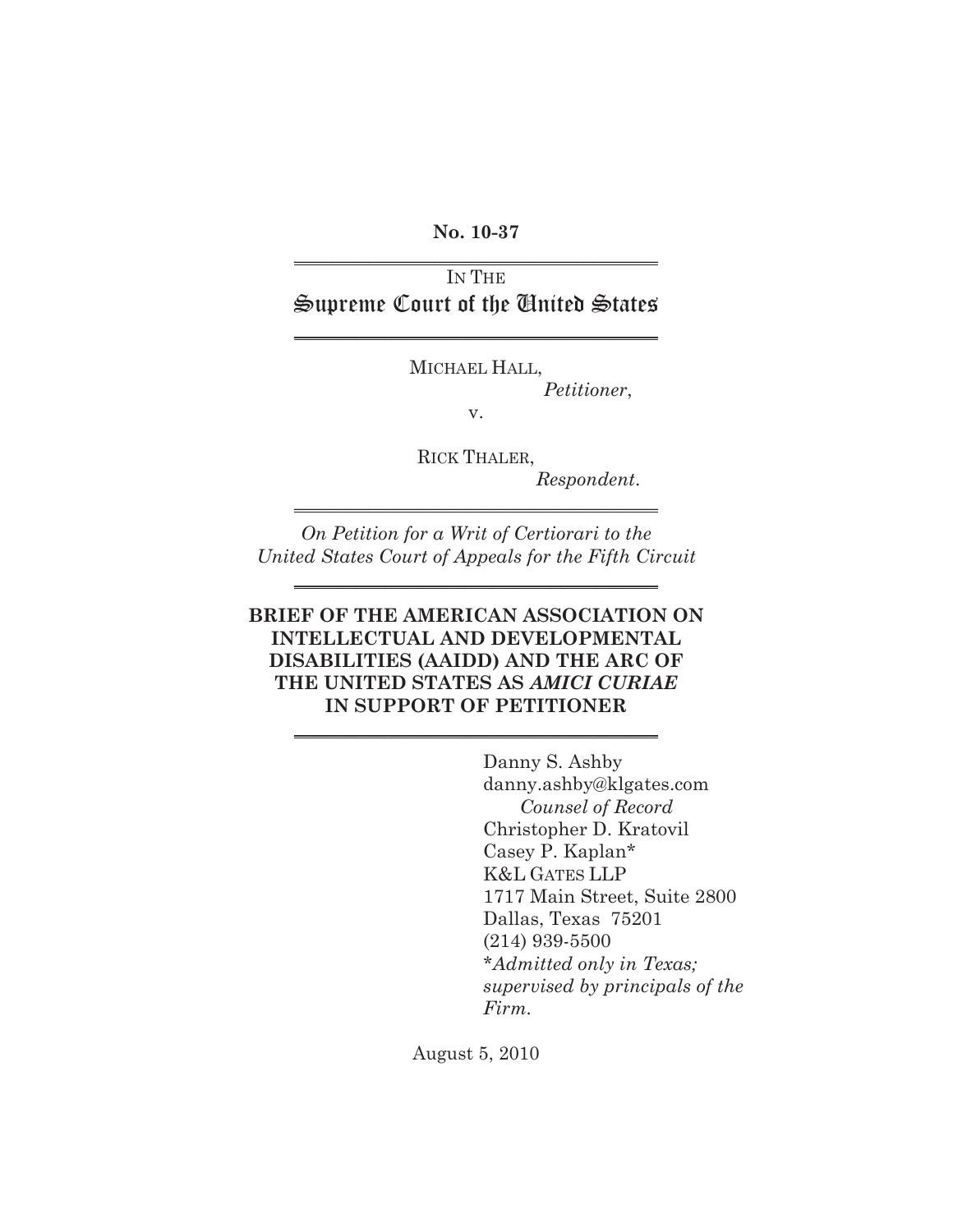**No. 10-37**

IN THE

# Supreme Court of the United States

MICHAEL HALL,

*Petitioner*,

v.

RICK THALER,

*Respondent*.

*On Petition for a Writ of Certiorari to the United States Court of Appeals for the Fifth Circuit*

**BRIEF OF THE AMERICAN ASSOCIATION ON INTELLECTUAL AND DEVELOPMENTAL DISABILITIES (AAIDD) AND THE ARC OF THE UNITED STATES AS *AMICI CURIAE* IN SUPPORT OF PETITIONER**

Danny S. Ashby
danny.ashby@klgates.com
*Counsel of Record*
Christopher D. Kratovil
Casey P. Kaplan*
K&L GATES LLP
1717 Main Street, Suite 2800
Dallas, Texas 75201
(214) 939-5500
*\*Admitted only in Texas; supervised by principals of the Firm.*

August 5, 2010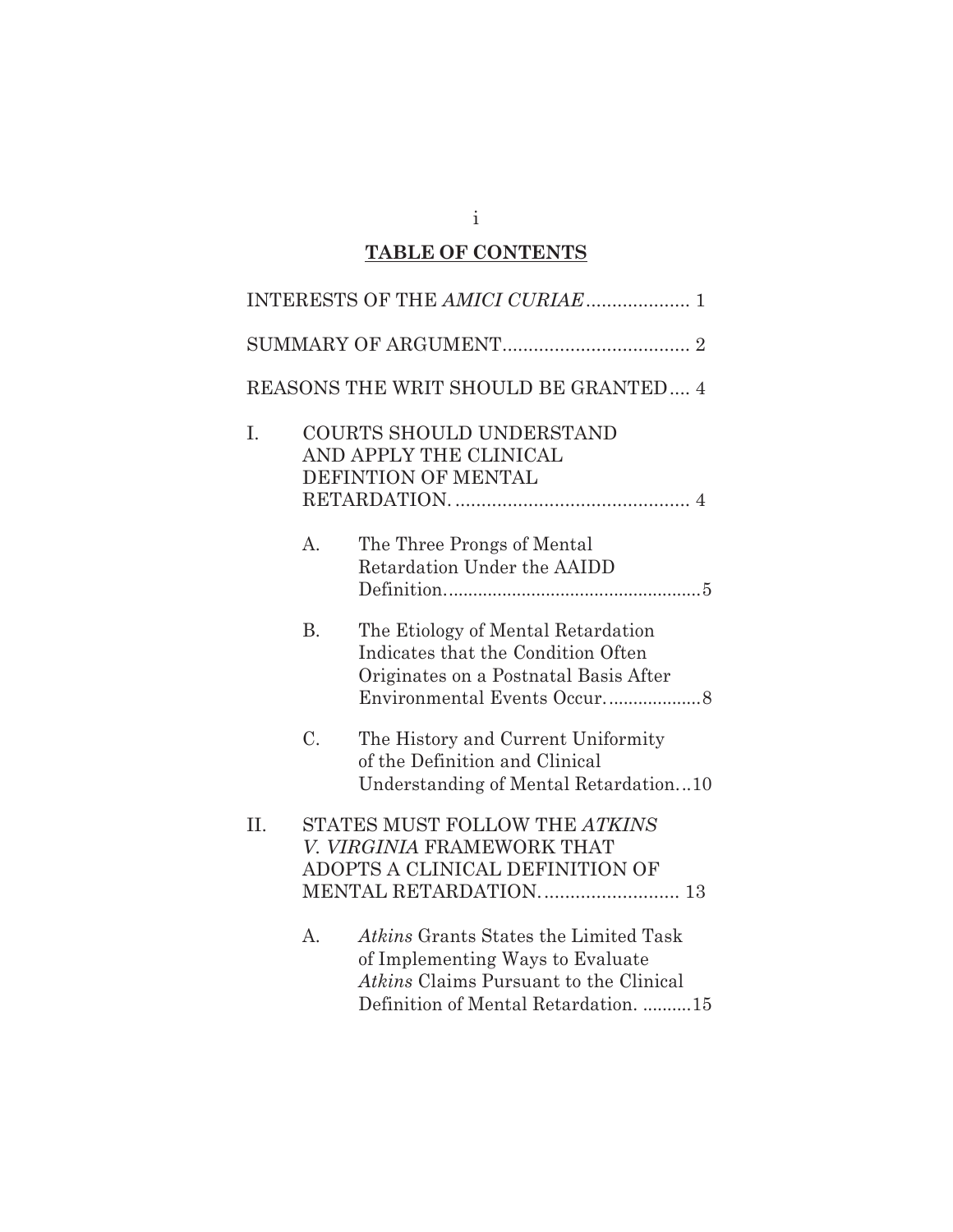## TABLE OF CONTENTS

INTERESTS OF THE *AMICI CURIAE*.................... 1

SUMMARY OF ARGUMENT.................................... 2

REASONS THE WRIT SHOULD BE GRANTED.... 4

I. COURTS SHOULD UNDERSTAND AND APPLY THE CLINICAL DEFINTION OF MENTAL RETARDATION. ............................................ 4

   A. The Three Prongs of Mental Retardation Under the AAIDD Definition....................................................5

   B. The Etiology of Mental Retardation Indicates that the Condition Often Originates on a Postnatal Basis After Environmental Events Occur...................8

   C. The History and Current Uniformity of the Definition and Clinical Understanding of Mental Retardation...10

II. STATES MUST FOLLOW THE *ATKINS V. VIRGINIA* FRAMEWORK THAT ADOPTS A CLINICAL DEFINITION OF MENTAL RETARDATION.......................... 13

   A. *Atkins* Grants States the Limited Task of Implementing Ways to Evaluate *Atkins* Claims Pursuant to the Clinical Definition of Mental Retardation. ..........15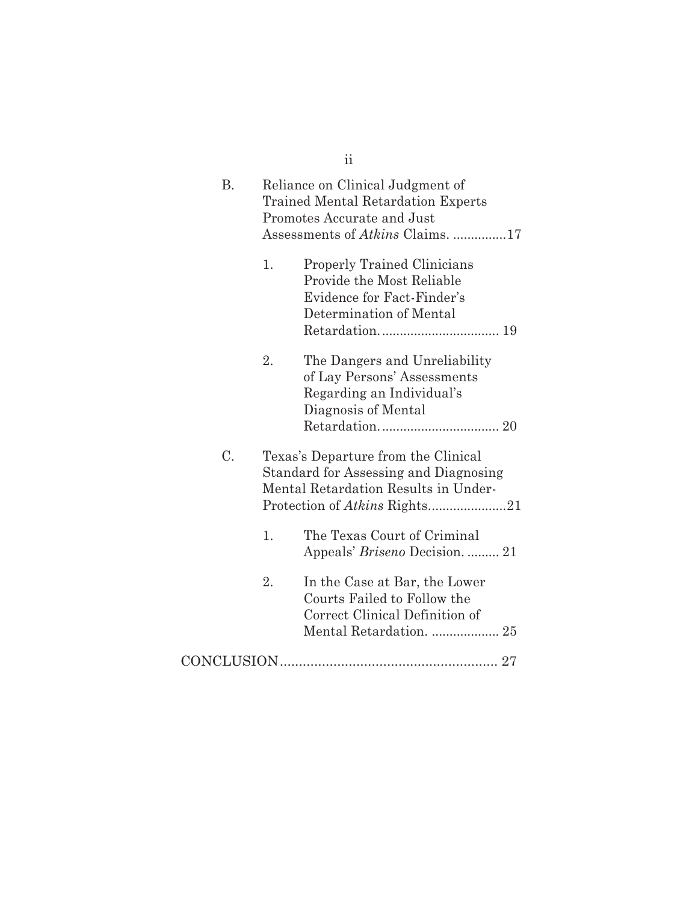B. Reliance on Clinical Judgment of Trained Mental Retardation Experts Promotes Accurate and Just Assessments of *Atkins* Claims. ...............17

   1. Properly Trained Clinicians Provide the Most Reliable Evidence for Fact-Finder's Determination of Mental Retardation. ................................ 19

   2. The Dangers and Unreliability of Lay Persons' Assessments Regarding an Individual's Diagnosis of Mental Retardation. ................................ 20

C. Texas's Departure from the Clinical Standard for Assessing and Diagnosing Mental Retardation Results in Under-Protection of *Atkins* Rights......................21

   1. The Texas Court of Criminal Appeals' *Briseno* Decision. ......... 21

   2. In the Case at Bar, the Lower Courts Failed to Follow the Correct Clinical Definition of Mental Retardation. ................... 25

CONCLUSION......................................................... 27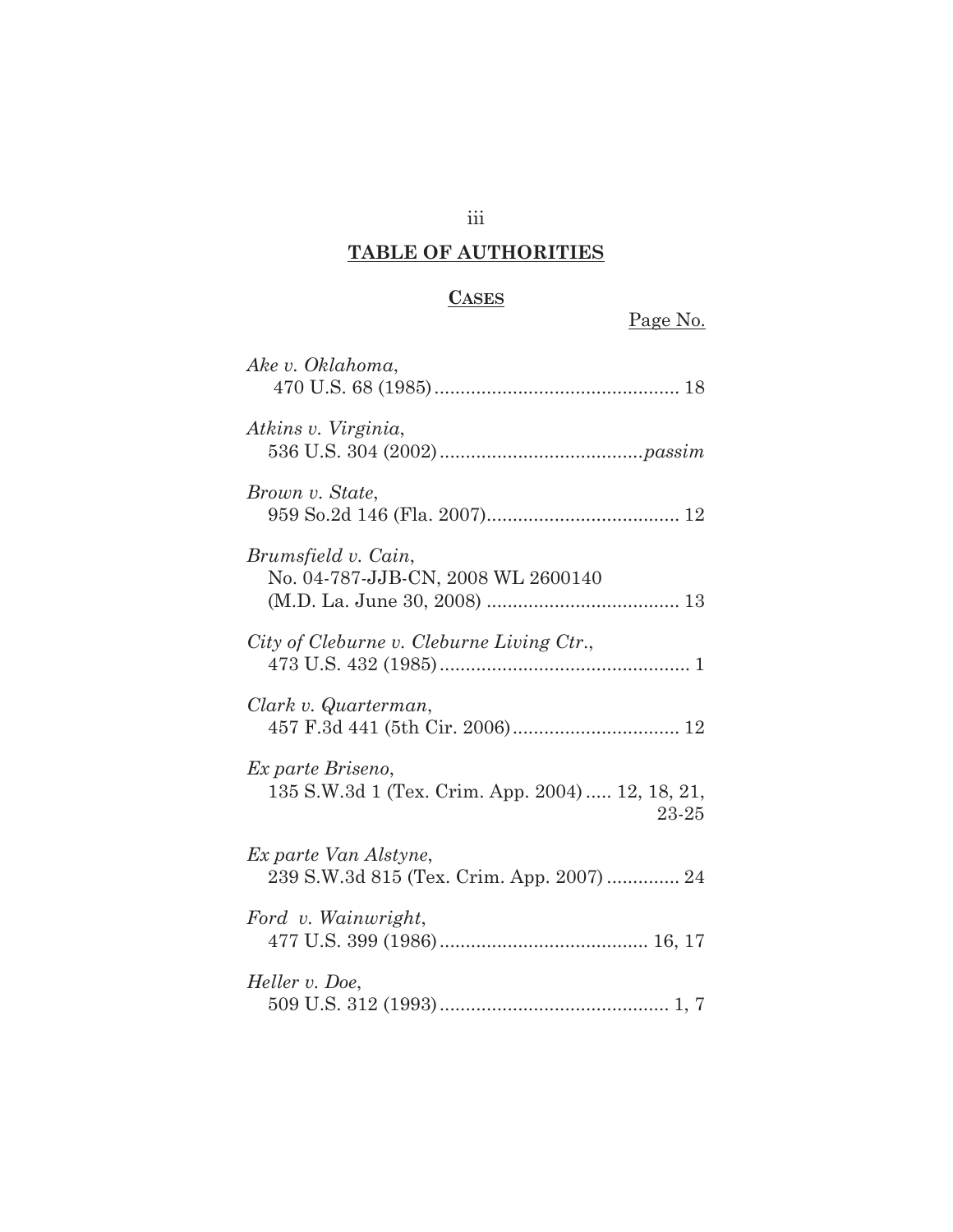## TABLE OF AUTHORITIES

### CASES

Page No.

*Ake v. Oklahoma*,
470 U.S. 68 (1985) ............................................... 18

*Atkins v. Virginia*,
536 U.S. 304 (2002) .......................................*passim*

*Brown v. State*,
959 So.2d 146 (Fla. 2007)..................................... 12

*Brumsfield v. Cain*,
No. 04-787-JJB-CN, 2008 WL 2600140
(M.D. La. June 30, 2008) ..................................... 13

*City of Cleburne v. Cleburne Living Ctr.*,
473 U.S. 432 (1985) ................................................ 1

*Clark v. Quarterman*,
457 F.3d 441 (5th Cir. 2006)................................ 12

*Ex parte Briseno*,
135 S.W.3d 1 (Tex. Crim. App. 2004) ..... 12, 18, 21, 23-25

*Ex parte Van Alstyne*,
239 S.W.3d 815 (Tex. Crim. App. 2007) .............. 24

*Ford v. Wainwright*,
477 U.S. 399 (1986)........................................ 16, 17

*Heller v. Doe*,
509 U.S. 312 (1993)............................................ 1, 7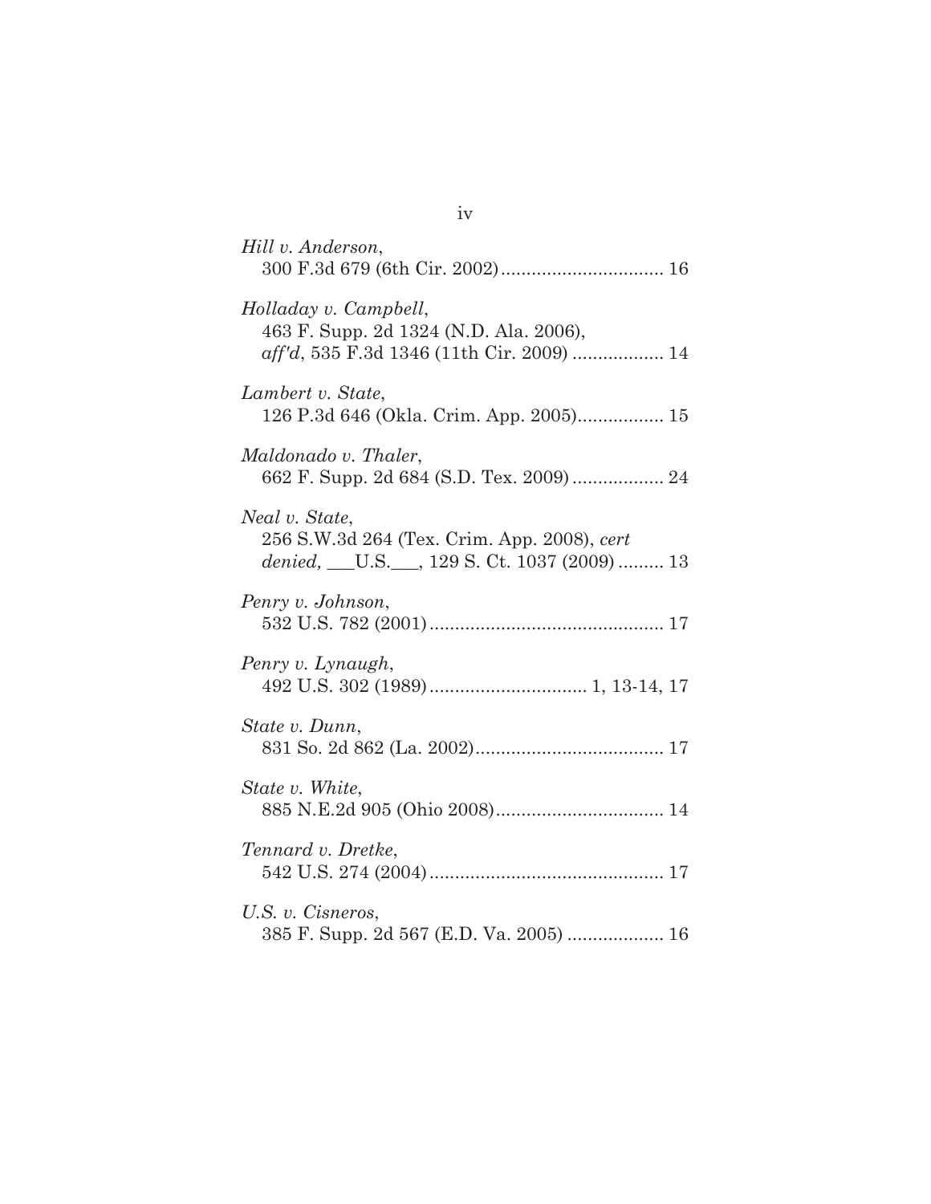*Hill v. Anderson*,
300 F.3d 679 (6th Cir. 2002)................................ 16

*Holladay v. Campbell*,
463 F. Supp. 2d 1324 (N.D. Ala. 2006),
*aff'd*, 535 F.3d 1346 (11th Cir. 2009) .................. 14

*Lambert v. State*,
126 P.3d 646 (Okla. Crim. App. 2005)................. 15

*Maldonado v. Thaler*,
662 F. Supp. 2d 684 (S.D. Tex. 2009) .................. 24

*Neal v. State*,
256 S.W.3d 264 (Tex. Crim. App. 2008), *cert denied,* ___U.S.___, 129 S. Ct. 1037 (2009) ......... 13

*Penry v. Johnson*,
532 U.S. 782 (2001)............................................. 17

*Penry v. Lynaugh*,
492 U.S. 302 (1989).............................. 1, 13-14, 17

*State v. Dunn*,
831 So. 2d 862 (La. 2002)..................................... 17

*State v. White*,
885 N.E.2d 905 (Ohio 2008)................................. 14

*Tennard v. Dretke*,
542 U.S. 274 (2004).............................................. 17

*U.S. v. Cisneros*,
385 F. Supp. 2d 567 (E.D. Va. 2005) ................... 16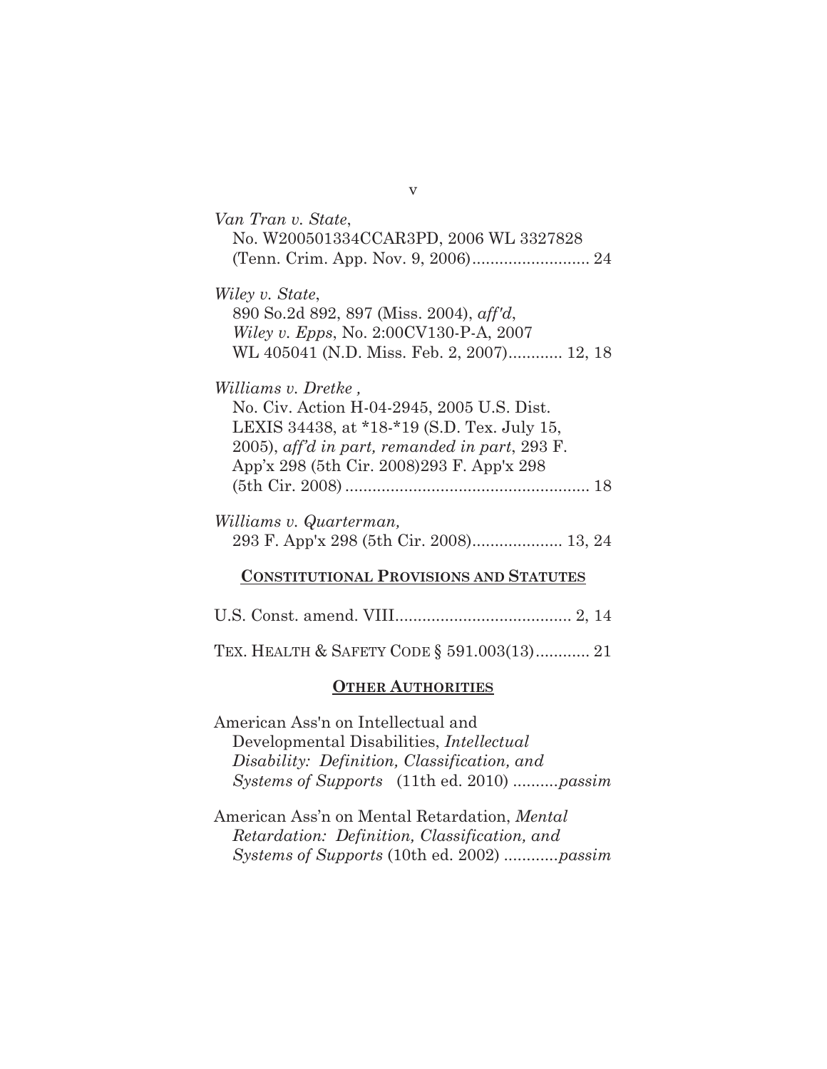*Van Tran v. State*,
No. W200501334CCAR3PD, 2006 WL 3327828 (Tenn. Crim. App. Nov. 9, 2006).......................... 24

*Wiley v. State*,
890 So.2d 892, 897 (Miss. 2004), *aff'd*, *Wiley v. Epps*, No. 2:00CV130-P-A, 2007 WL 405041 (N.D. Miss. Feb. 2, 2007)............ 12, 18

*Williams v. Dretke ,*
No. Civ. Action H-04-2945, 2005 U.S. Dist. LEXIS 34438, at *18-*19 (S.D. Tex. July 15, 2005), *aff'd in part, remanded in part*, 293 F. App'x 298 (5th Cir. 2008)293 F. App'x 298 (5th Cir. 2008) ...................................................... 18

*Williams v. Quarterman,*
293 F. App'x 298 (5th Cir. 2008).................... 13, 24

## CONSTITUTIONAL PROVISIONS AND STATUTES

U.S. Const. amend. VIII....................................... 2, 14

TEX. HEALTH & SAFETY CODE § 591.003(13)............ 21

## OTHER AUTHORITIES

American Ass'n on Intellectual and Developmental Disabilities, *Intellectual Disability: Definition, Classification, and Systems of Supports* (11th ed. 2010) ..........*passim*

American Ass'n on Mental Retardation, *Mental Retardation: Definition, Classification, and Systems of Supports* (10th ed. 2002) ............*passim*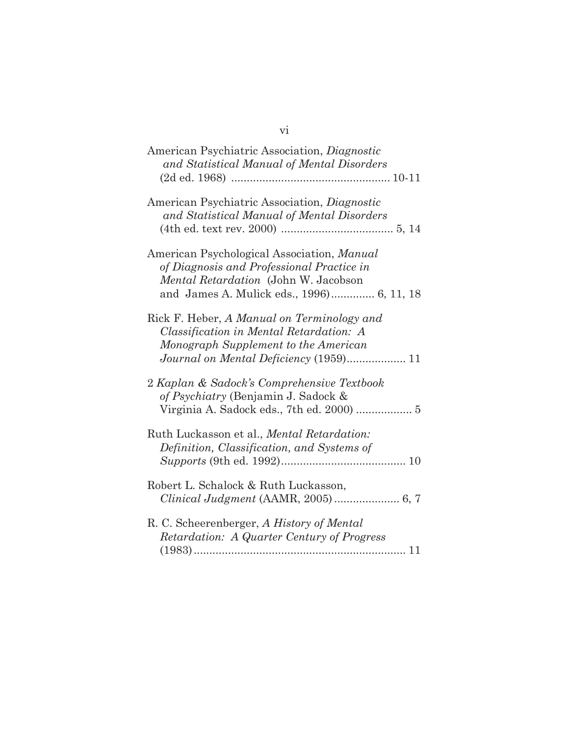American Psychiatric Association, *Diagnostic and Statistical Manual of Mental Disorders* (2d ed. 1968) .................................................. 10-11

American Psychiatric Association, *Diagnostic and Statistical Manual of Mental Disorders* (4th ed. text rev. 2000) .................................... 5, 14

American Psychological Association, *Manual of Diagnosis and Professional Practice in Mental Retardation* (John W. Jacobson and James A. Mulick eds., 1996).............. 6, 11, 18

Rick F. Heber, *A Manual on Terminology and Classification in Mental Retardation: A Monograph Supplement to the American Journal on Mental Deficiency* (1959)................... 11

2 *Kaplan & Sadock's Comprehensive Textbook of Psychiatry* (Benjamin J. Sadock & Virginia A. Sadock eds., 7th ed. 2000) .................. 5

Ruth Luckasson et al., *Mental Retardation: Definition, Classification, and Systems of Supports* (9th ed. 1992)........................................ 10

Robert L. Schalock & Ruth Luckasson, *Clinical Judgment* (AAMR, 2005) ..................... 6, 7

R. C. Scheerenberger, *A History of Mental Retardation: A Quarter Century of Progress* (1983).................................................................... 11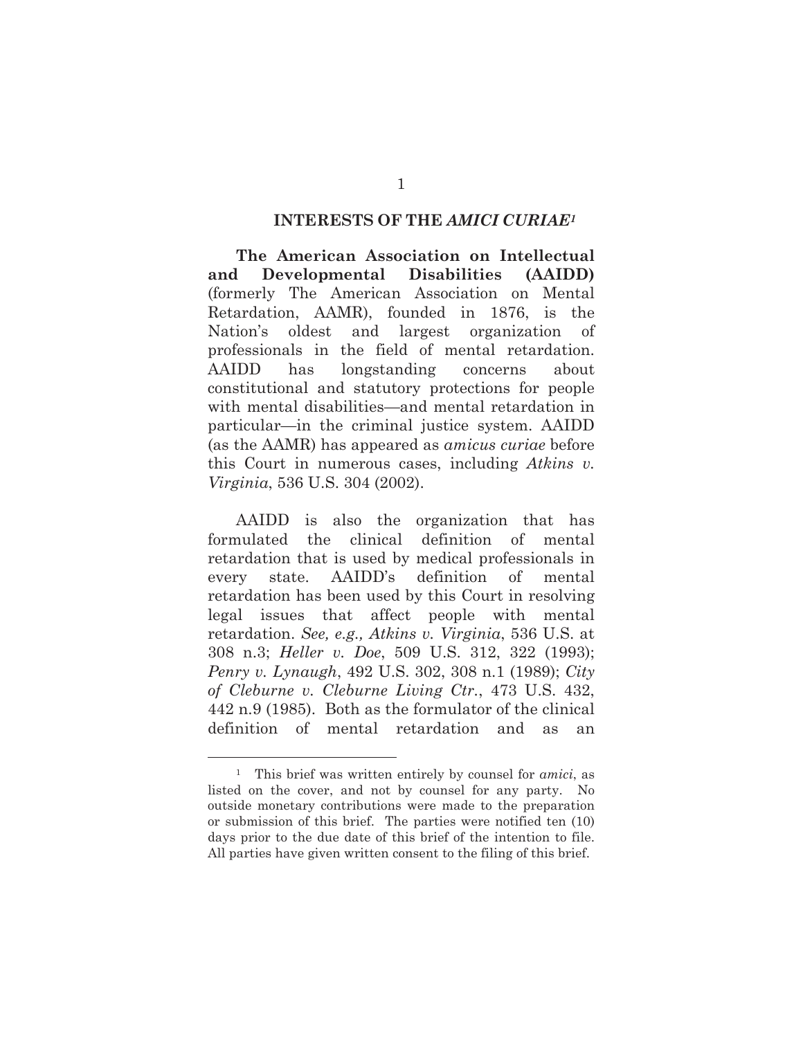## INTERESTS OF THE *AMICI CURIAE*[1]

**The American Association on Intellectual and Developmental Disabilities (AAIDD)** (formerly The American Association on Mental Retardation, AAMR), founded in 1876, is the Nation's oldest and largest organization of professionals in the field of mental retardation. AAIDD has longstanding concerns about constitutional and statutory protections for people with mental disabilities—and mental retardation in particular—in the criminal justice system. AAIDD (as the AAMR) has appeared as *amicus curiae* before this Court in numerous cases, including *Atkins v. Virginia*, 536 U.S. 304 (2002).

AAIDD is also the organization that has formulated the clinical definition of mental retardation that is used by medical professionals in every state. AAIDD's definition of mental retardation has been used by this Court in resolving legal issues that affect people with mental retardation. *See, e.g., Atkins v. Virginia*, 536 U.S. at 308 n.3; *Heller v. Doe*, 509 U.S. 312, 322 (1993); *Penry v. Lynaugh*, 492 U.S. 302, 308 n.1 (1989); *City of Cleburne v. Cleburne Living Ctr.*, 473 U.S. 432, 442 n.9 (1985). Both as the formulator of the clinical definition of mental retardation and as an

---

[1] This brief was written entirely by counsel for *amici*, as listed on the cover, and not by counsel for any party. No outside monetary contributions were made to the preparation or submission of this brief. The parties were notified ten (10) days prior to the due date of this brief of the intention to file. All parties have given written consent to the filing of this brief.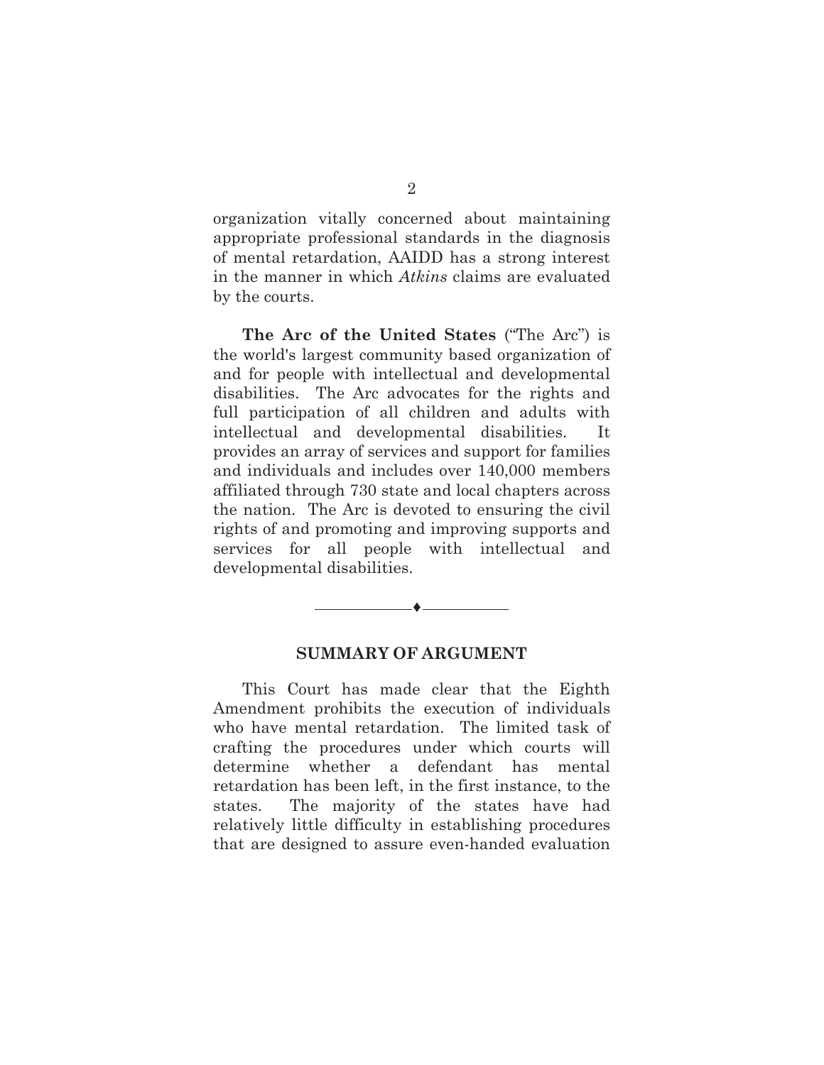organization vitally concerned about maintaining appropriate professional standards in the diagnosis of mental retardation, AAIDD has a strong interest in the manner in which *Atkins* claims are evaluated by the courts.

**The Arc of the United States** ("The Arc") is the world's largest community based organization of and for people with intellectual and developmental disabilities. The Arc advocates for the rights and full participation of all children and adults with intellectual and developmental disabilities. It provides an array of services and support for families and individuals and includes over 140,000 members affiliated through 730 state and local chapters across the nation. The Arc is devoted to ensuring the civil rights of and promoting and improving supports and services for all people with intellectual and developmental disabilities.

## SUMMARY OF ARGUMENT

This Court has made clear that the Eighth Amendment prohibits the execution of individuals who have mental retardation. The limited task of crafting the procedures under which courts will determine whether a defendant has mental retardation has been left, in the first instance, to the states. The majority of the states have had relatively little difficulty in establishing procedures that are designed to assure even-handed evaluation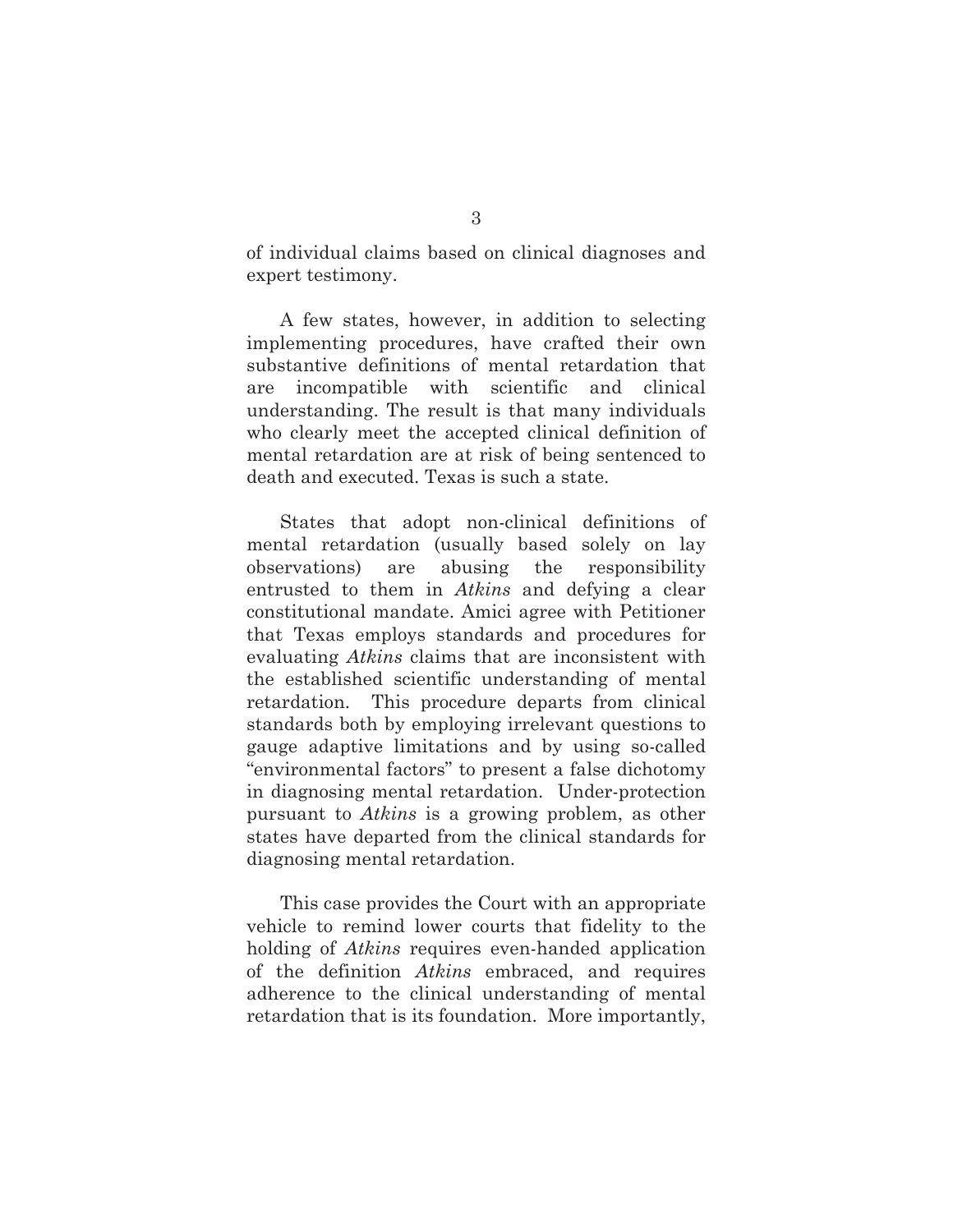of individual claims based on clinical diagnoses and expert testimony.

A few states, however, in addition to selecting implementing procedures, have crafted their own substantive definitions of mental retardation that are incompatible with scientific and clinical understanding. The result is that many individuals who clearly meet the accepted clinical definition of mental retardation are at risk of being sentenced to death and executed. Texas is such a state.

States that adopt non-clinical definitions of mental retardation (usually based solely on lay observations) are abusing the responsibility entrusted to them in *Atkins* and defying a clear constitutional mandate. Amici agree with Petitioner that Texas employs standards and procedures for evaluating *Atkins* claims that are inconsistent with the established scientific understanding of mental retardation. This procedure departs from clinical standards both by employing irrelevant questions to gauge adaptive limitations and by using so-called "environmental factors" to present a false dichotomy in diagnosing mental retardation. Under-protection pursuant to *Atkins* is a growing problem, as other states have departed from the clinical standards for diagnosing mental retardation.

This case provides the Court with an appropriate vehicle to remind lower courts that fidelity to the holding of *Atkins* requires even-handed application of the definition *Atkins* embraced, and requires adherence to the clinical understanding of mental retardation that is its foundation. More importantly,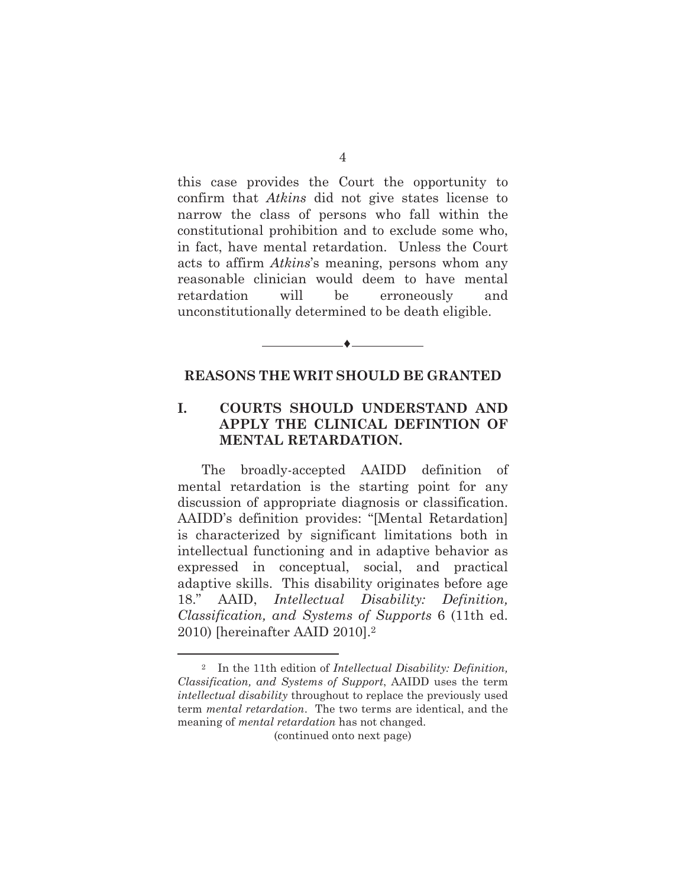this case provides the Court the opportunity to confirm that *Atkins* did not give states license to narrow the class of persons who fall within the constitutional prohibition and to exclude some who, in fact, have mental retardation. Unless the Court acts to affirm *Atkins*'s meaning, persons whom any reasonable clinician would deem to have mental retardation will be erroneously and unconstitutionally determined to be death eligible.

---

## REASONS THE WRIT SHOULD BE GRANTED

### I. COURTS SHOULD UNDERSTAND AND APPLY THE CLINICAL DEFINTION OF MENTAL RETARDATION.

The broadly-accepted AAIDD definition of mental retardation is the starting point for any discussion of appropriate diagnosis or classification. AAIDD's definition provides: "[Mental Retardation] is characterized by significant limitations both in intellectual functioning and in adaptive behavior as expressed in conceptual, social, and practical adaptive skills. This disability originates before age 18." AAID, *Intellectual Disability: Definition, Classification, and Systems of Supports* 6 (11th ed. 2010) [hereinafter AAID 2010].[2]

---

[2] In the 11th edition of *Intellectual Disability: Definition, Classification, and Systems of Support*, AAIDD uses the term *intellectual disability* throughout to replace the previously used term *mental retardation*. The two terms are identical, and the meaning of *mental retardation* has not changed.

(continued onto next page)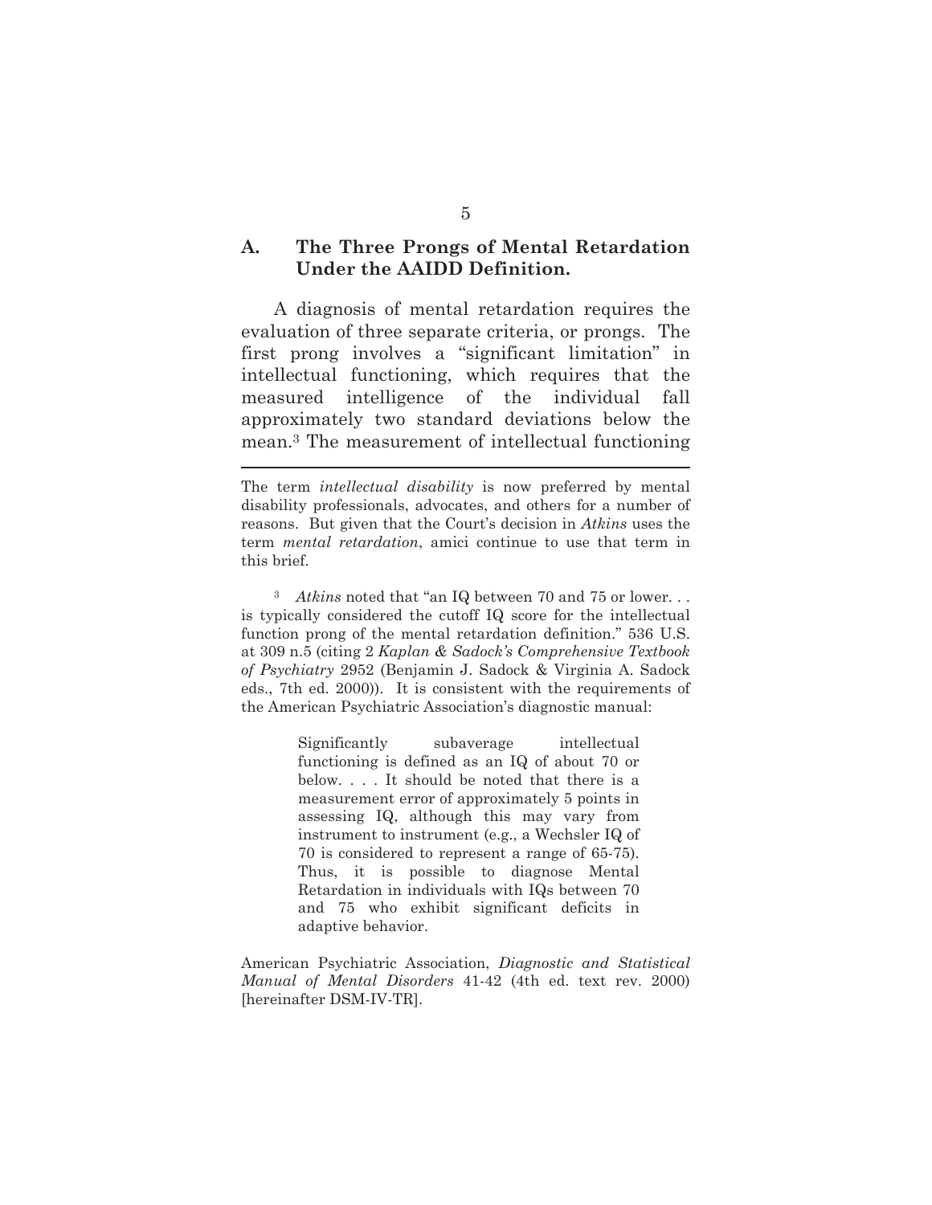## A. The Three Prongs of Mental Retardation Under the AAIDD Definition.

A diagnosis of mental retardation requires the evaluation of three separate criteria, or prongs. The first prong involves a "significant limitation" in intellectual functioning, which requires that the measured intelligence of the individual fall approximately two standard deviations below the mean.[3] The measurement of intellectual functioning

---

The term *intellectual disability* is now preferred by mental disability professionals, advocates, and others for a number of reasons. But given that the Court's decision in *Atkins* uses the term *mental retardation*, amici continue to use that term in this brief.

[3] *Atkins* noted that "an IQ between 70 and 75 or lower. . . is typically considered the cutoff IQ score for the intellectual function prong of the mental retardation definition." 536 U.S. at 309 n.5 (citing 2 *Kaplan & Sadock's Comprehensive Textbook of Psychiatry* 2952 (Benjamin J. Sadock & Virginia A. Sadock eds., 7th ed. 2000)). It is consistent with the requirements of the American Psychiatric Association's diagnostic manual:

> Significantly subaverage intellectual functioning is defined as an IQ of about 70 or below. . . . It should be noted that there is a measurement error of approximately 5 points in assessing IQ, although this may vary from instrument to instrument (e.g., a Wechsler IQ of 70 is considered to represent a range of 65-75). Thus, it is possible to diagnose Mental Retardation in individuals with IQs between 70 and 75 who exhibit significant deficits in adaptive behavior.

American Psychiatric Association, *Diagnostic and Statistical Manual of Mental Disorders* 41-42 (4th ed. text rev. 2000) [hereinafter DSM-IV-TR].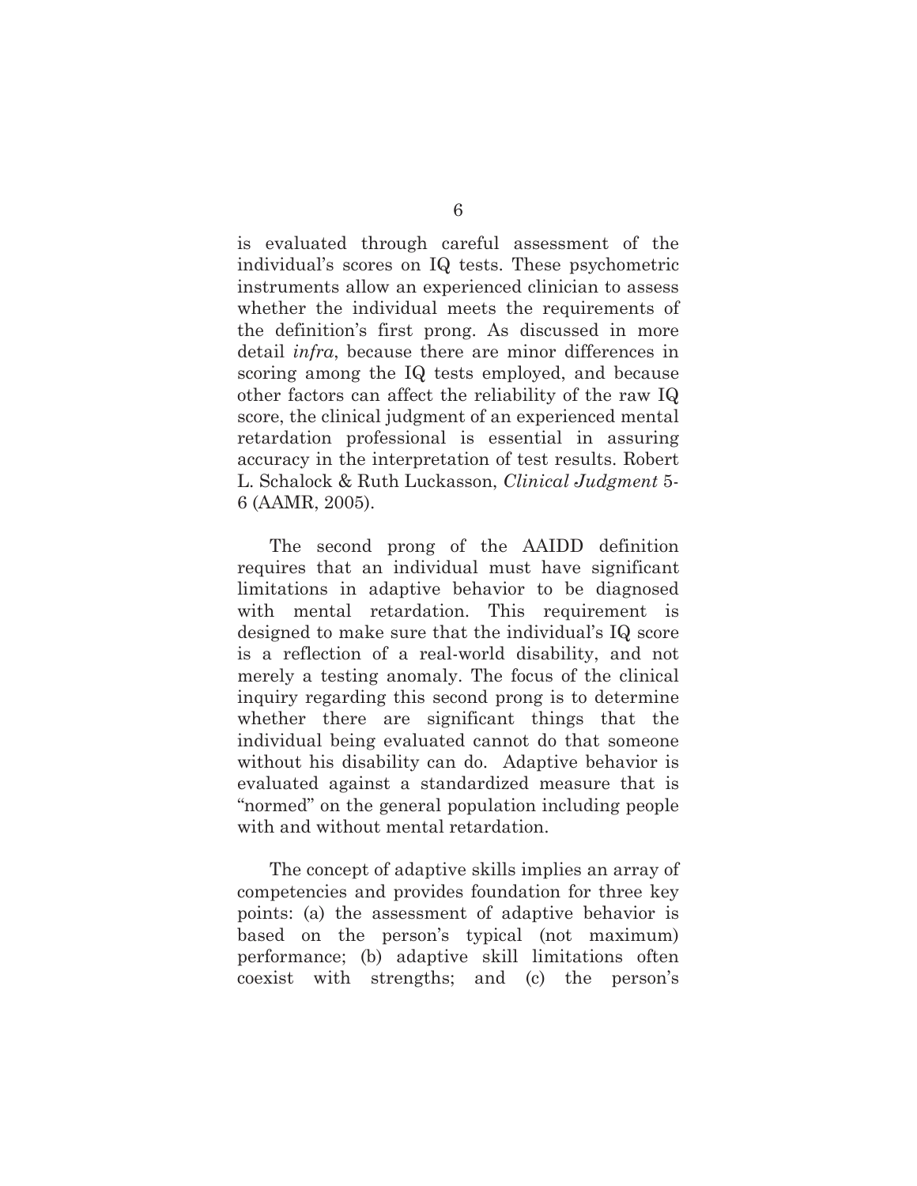is evaluated through careful assessment of the individual's scores on IQ tests. These psychometric instruments allow an experienced clinician to assess whether the individual meets the requirements of the definition's first prong. As discussed in more detail *infra*, because there are minor differences in scoring among the IQ tests employed, and because other factors can affect the reliability of the raw IQ score, the clinical judgment of an experienced mental retardation professional is essential in assuring accuracy in the interpretation of test results. Robert L. Schalock & Ruth Luckasson, *Clinical Judgment* 5-6 (AAMR, 2005).

The second prong of the AAIDD definition requires that an individual must have significant limitations in adaptive behavior to be diagnosed with mental retardation. This requirement is designed to make sure that the individual's IQ score is a reflection of a real-world disability, and not merely a testing anomaly. The focus of the clinical inquiry regarding this second prong is to determine whether there are significant things that the individual being evaluated cannot do that someone without his disability can do. Adaptive behavior is evaluated against a standardized measure that is "normed" on the general population including people with and without mental retardation.

The concept of adaptive skills implies an array of competencies and provides foundation for three key points: (a) the assessment of adaptive behavior is based on the person's typical (not maximum) performance; (b) adaptive skill limitations often coexist with strengths; and (c) the person's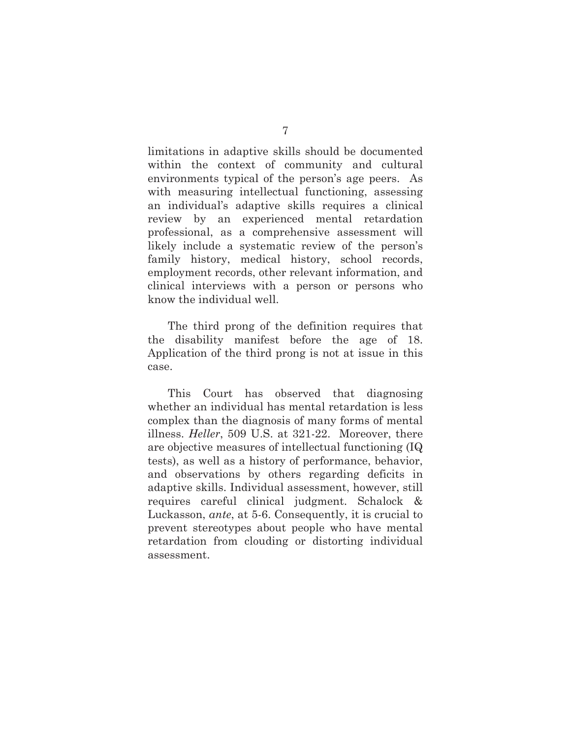limitations in adaptive skills should be documented within the context of community and cultural environments typical of the person's age peers. As with measuring intellectual functioning, assessing an individual's adaptive skills requires a clinical review by an experienced mental retardation professional, as a comprehensive assessment will likely include a systematic review of the person's family history, medical history, school records, employment records, other relevant information, and clinical interviews with a person or persons who know the individual well.

The third prong of the definition requires that the disability manifest before the age of 18. Application of the third prong is not at issue in this case.

This Court has observed that diagnosing whether an individual has mental retardation is less complex than the diagnosis of many forms of mental illness. *Heller*, 509 U.S. at 321-22. Moreover, there are objective measures of intellectual functioning (IQ tests), as well as a history of performance, behavior, and observations by others regarding deficits in adaptive skills. Individual assessment, however, still requires careful clinical judgment. Schalock & Luckasson, *ante*, at 5-6. Consequently, it is crucial to prevent stereotypes about people who have mental retardation from clouding or distorting individual assessment.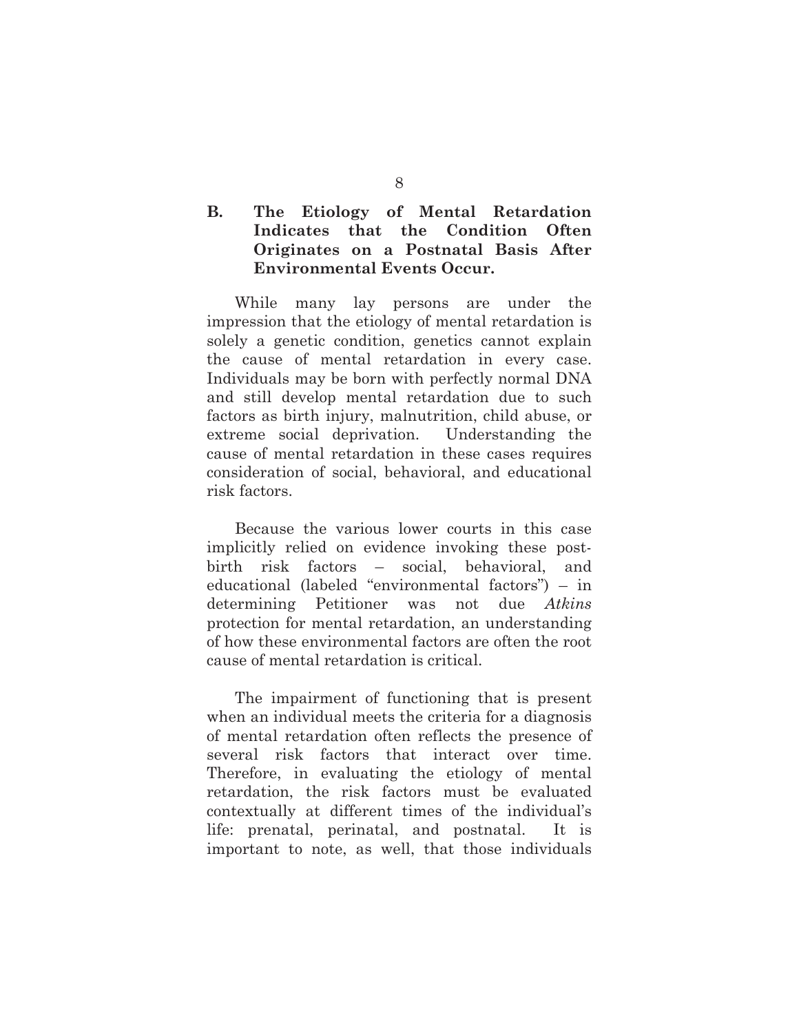### B. The Etiology of Mental Retardation Indicates that the Condition Often Originates on a Postnatal Basis After Environmental Events Occur.

While many lay persons are under the impression that the etiology of mental retardation is solely a genetic condition, genetics cannot explain the cause of mental retardation in every case. Individuals may be born with perfectly normal DNA and still develop mental retardation due to such factors as birth injury, malnutrition, child abuse, or extreme social deprivation. Understanding the cause of mental retardation in these cases requires consideration of social, behavioral, and educational risk factors.

Because the various lower courts in this case implicitly relied on evidence invoking these post-birth risk factors – social, behavioral, and educational (labeled "environmental factors") – in determining Petitioner was not due *Atkins* protection for mental retardation, an understanding of how these environmental factors are often the root cause of mental retardation is critical.

The impairment of functioning that is present when an individual meets the criteria for a diagnosis of mental retardation often reflects the presence of several risk factors that interact over time. Therefore, in evaluating the etiology of mental retardation, the risk factors must be evaluated contextually at different times of the individual's life: prenatal, perinatal, and postnatal. It is important to note, as well, that those individuals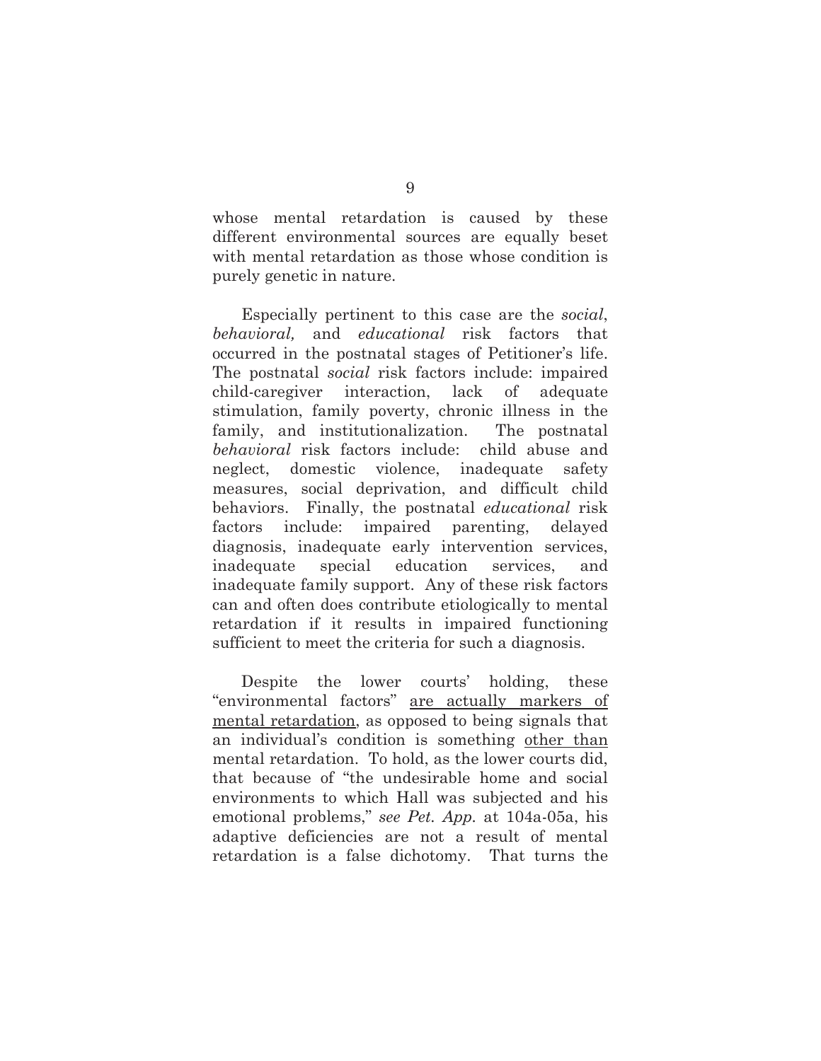whose mental retardation is caused by these different environmental sources are equally beset with mental retardation as those whose condition is purely genetic in nature.

Especially pertinent to this case are the *social*, *behavioral,* and *educational* risk factors that occurred in the postnatal stages of Petitioner's life. The postnatal *social* risk factors include: impaired child-caregiver interaction, lack of adequate stimulation, family poverty, chronic illness in the family, and institutionalization. The postnatal *behavioral* risk factors include: child abuse and neglect, domestic violence, inadequate safety measures, social deprivation, and difficult child behaviors. Finally, the postnatal *educational* risk factors include: impaired parenting, delayed diagnosis, inadequate early intervention services, inadequate special education services, and inadequate family support. Any of these risk factors can and often does contribute etiologically to mental retardation if it results in impaired functioning sufficient to meet the criteria for such a diagnosis.

Despite the lower courts' holding, these "environmental factors" <u>are actually markers of mental retardation</u>, as opposed to being signals that an individual's condition is something <u>other than</u> mental retardation. To hold, as the lower courts did, that because of "the undesirable home and social environments to which Hall was subjected and his emotional problems," *see Pet. App.* at 104a-05a, his adaptive deficiencies are not a result of mental retardation is a false dichotomy. That turns the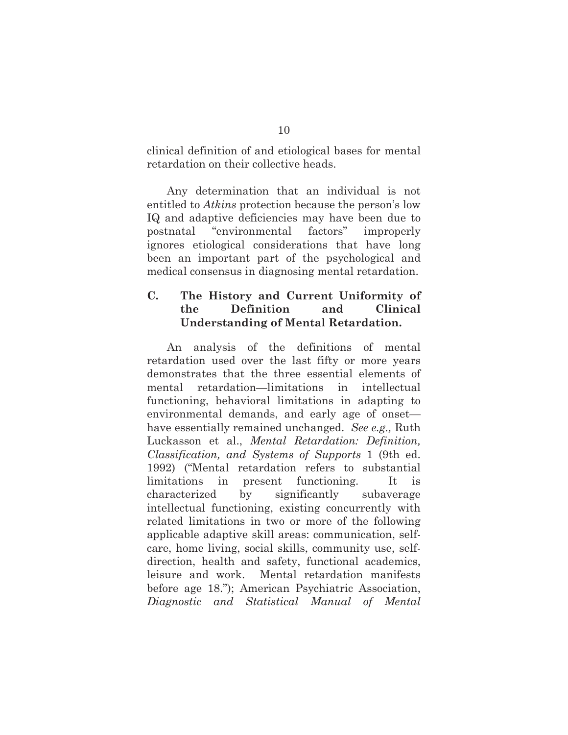clinical definition of and etiological bases for mental retardation on their collective heads.

Any determination that an individual is not entitled to *Atkins* protection because the person's low IQ and adaptive deficiencies may have been due to postnatal "environmental factors" improperly ignores etiological considerations that have long been an important part of the psychological and medical consensus in diagnosing mental retardation.

### C. The History and Current Uniformity of the Definition and Clinical Understanding of Mental Retardation.

An analysis of the definitions of mental retardation used over the last fifty or more years demonstrates that the three essential elements of mental retardation—limitations in intellectual functioning, behavioral limitations in adapting to environmental demands, and early age of onset—have essentially remained unchanged. *See e.g.,* Ruth Luckasson et al., *Mental Retardation: Definition, Classification, and Systems of Supports* 1 (9th ed. 1992) ("Mental retardation refers to substantial limitations in present functioning. It is characterized by significantly subaverage intellectual functioning, existing concurrently with related limitations in two or more of the following applicable adaptive skill areas: communication, self-care, home living, social skills, community use, self-direction, health and safety, functional academics, leisure and work. Mental retardation manifests before age 18."); American Psychiatric Association, *Diagnostic and Statistical Manual of Mental*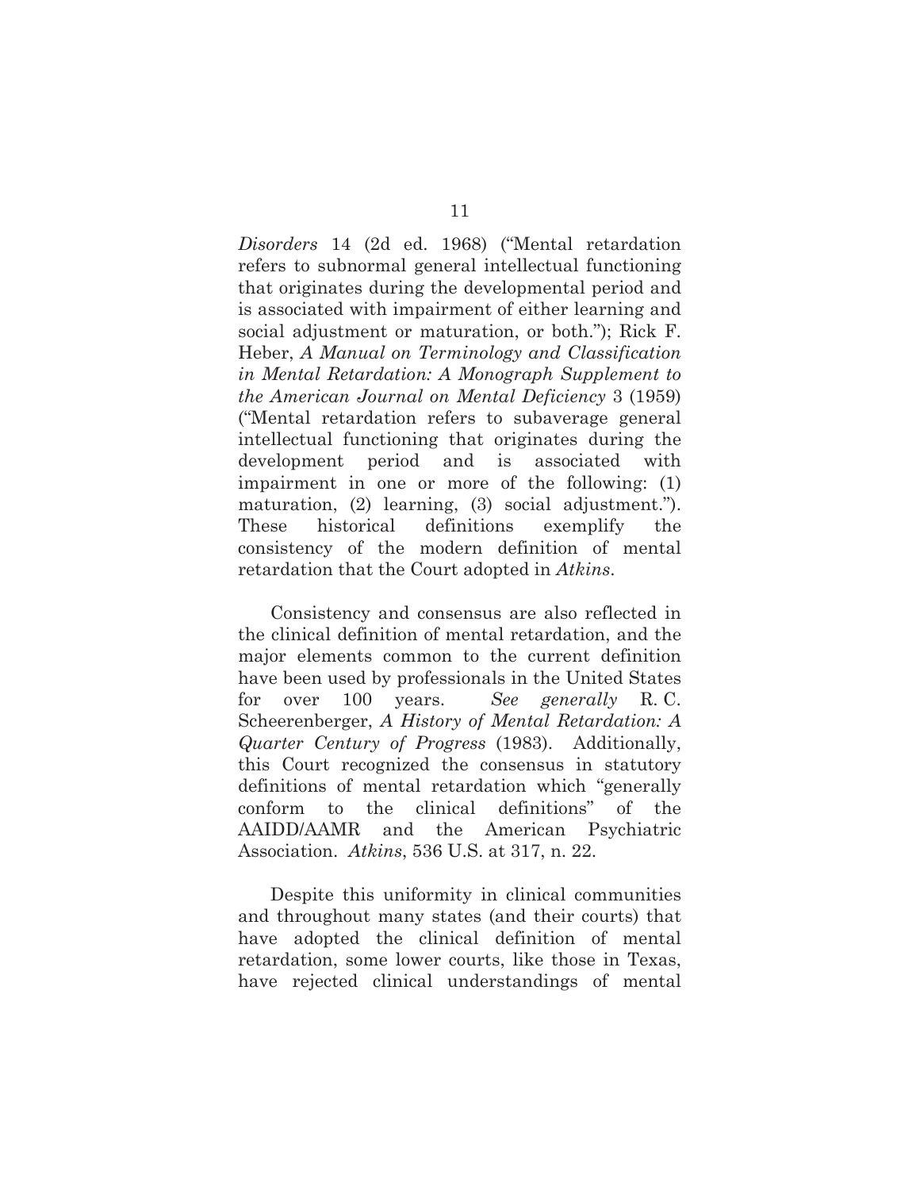*Disorders* 14 (2d ed. 1968) ("Mental retardation refers to subnormal general intellectual functioning that originates during the developmental period and is associated with impairment of either learning and social adjustment or maturation, or both."); Rick F. Heber, *A Manual on Terminology and Classification in Mental Retardation: A Monograph Supplement to the American Journal on Mental Deficiency* 3 (1959) ("Mental retardation refers to subaverage general intellectual functioning that originates during the development period and is associated with impairment in one or more of the following: (1) maturation, (2) learning, (3) social adjustment."). These historical definitions exemplify the consistency of the modern definition of mental retardation that the Court adopted in *Atkins*.

Consistency and consensus are also reflected in the clinical definition of mental retardation, and the major elements common to the current definition have been used by professionals in the United States for over 100 years. *See generally* R. C. Scheerenberger, *A History of Mental Retardation: A Quarter Century of Progress* (1983). Additionally, this Court recognized the consensus in statutory definitions of mental retardation which "generally conform to the clinical definitions" of the AAIDD/AAMR and the American Psychiatric Association. *Atkins*, 536 U.S. at 317, n. 22.

Despite this uniformity in clinical communities and throughout many states (and their courts) that have adopted the clinical definition of mental retardation, some lower courts, like those in Texas, have rejected clinical understandings of mental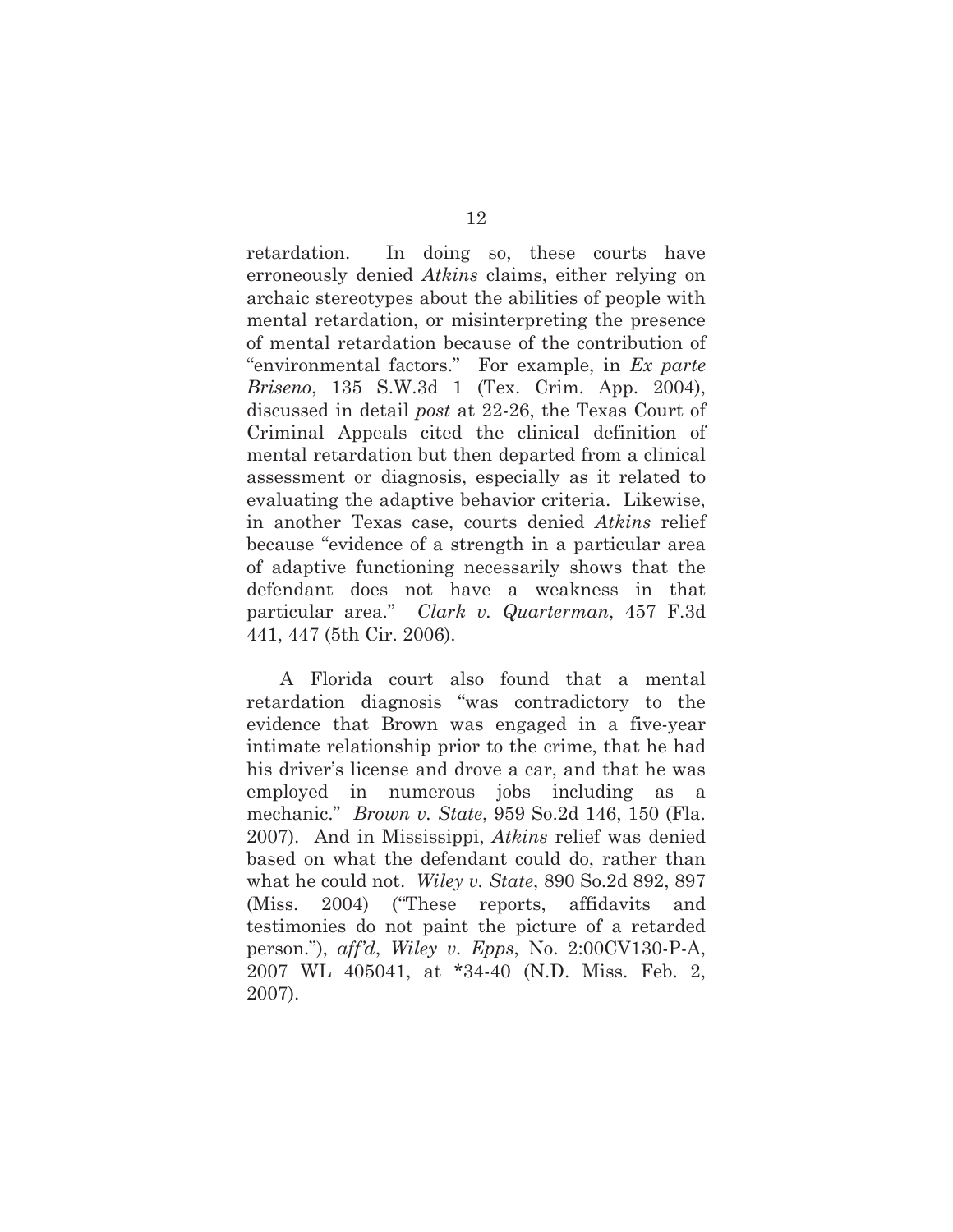retardation. In doing so, these courts have erroneously denied *Atkins* claims, either relying on archaic stereotypes about the abilities of people with mental retardation, or misinterpreting the presence of mental retardation because of the contribution of "environmental factors." For example, in *Ex parte Briseno*, 135 S.W.3d 1 (Tex. Crim. App. 2004), discussed in detail *post* at 22-26, the Texas Court of Criminal Appeals cited the clinical definition of mental retardation but then departed from a clinical assessment or diagnosis, especially as it related to evaluating the adaptive behavior criteria. Likewise, in another Texas case, courts denied *Atkins* relief because "evidence of a strength in a particular area of adaptive functioning necessarily shows that the defendant does not have a weakness in that particular area." *Clark v. Quarterman*, 457 F.3d 441, 447 (5th Cir. 2006).

A Florida court also found that a mental retardation diagnosis "was contradictory to the evidence that Brown was engaged in a five-year intimate relationship prior to the crime, that he had his driver's license and drove a car, and that he was employed in numerous jobs including as a mechanic." *Brown v. State*, 959 So.2d 146, 150 (Fla. 2007). And in Mississippi, *Atkins* relief was denied based on what the defendant could do, rather than what he could not. *Wiley v. State*, 890 So.2d 892, 897 (Miss. 2004) ("These reports, affidavits and testimonies do not paint the picture of a retarded person."), *aff'd*, *Wiley v. Epps*, No. 2:00CV130-P-A, 2007 WL 405041, at *34-40 (N.D. Miss. Feb. 2, 2007).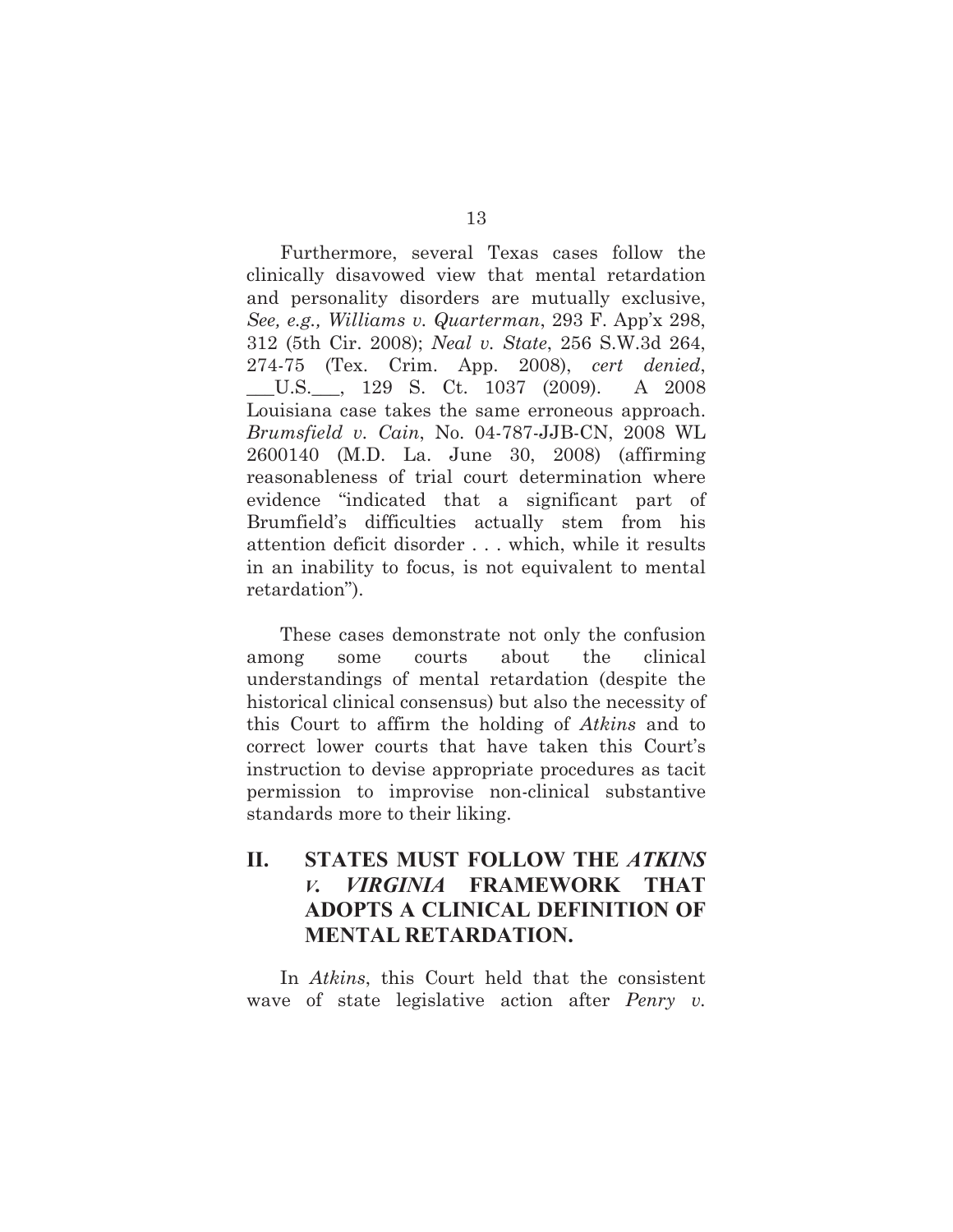Furthermore, several Texas cases follow the clinically disavowed view that mental retardation and personality disorders are mutually exclusive, *See, e.g., Williams v. Quarterman*, 293 F. App'x 298, 312 (5th Cir. 2008); *Neal v. State*, 256 S.W.3d 264, 274-75 (Tex. Crim. App. 2008), *cert denied*, ___U.S.___, 129 S. Ct. 1037 (2009). A 2008 Louisiana case takes the same erroneous approach. *Brumsfield v. Cain*, No. 04-787-JJB-CN, 2008 WL 2600140 (M.D. La. June 30, 2008) (affirming reasonableness of trial court determination where evidence "indicated that a significant part of Brumfield's difficulties actually stem from his attention deficit disorder . . . which, while it results in an inability to focus, is not equivalent to mental retardation").

These cases demonstrate not only the confusion among some courts about the clinical understandings of mental retardation (despite the historical clinical consensus) but also the necessity of this Court to affirm the holding of *Atkins* and to correct lower courts that have taken this Court's instruction to devise appropriate procedures as tacit permission to improvise non-clinical substantive standards more to their liking.

## II. STATES MUST FOLLOW THE *ATKINS V. VIRGINIA* FRAMEWORK THAT ADOPTS A CLINICAL DEFINITION OF MENTAL RETARDATION.

In *Atkins*, this Court held that the consistent wave of state legislative action after *Penry v.*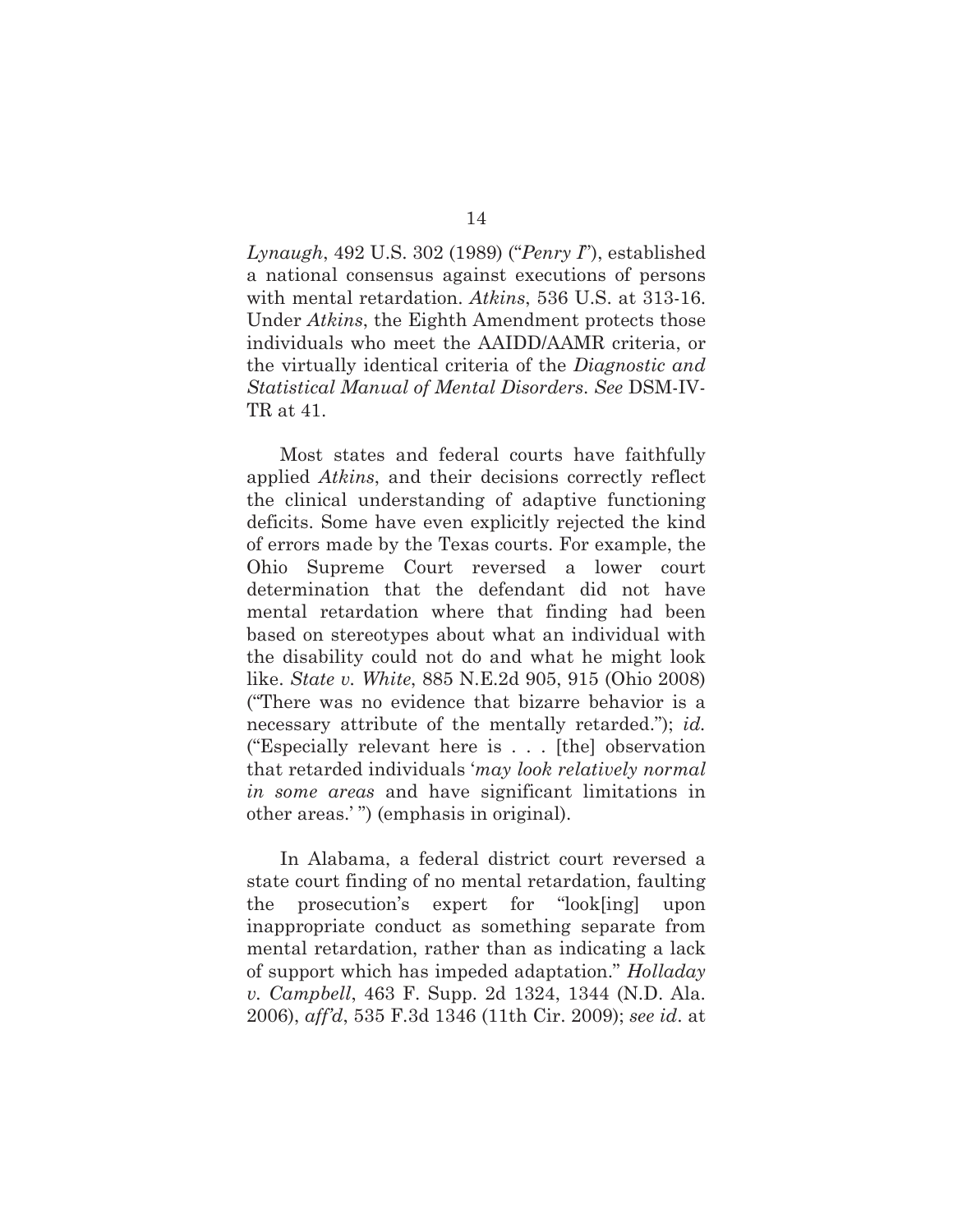*Lynaugh*, 492 U.S. 302 (1989) ("*Penry I*"), established a national consensus against executions of persons with mental retardation. *Atkins*, 536 U.S. at 313-16. Under *Atkins*, the Eighth Amendment protects those individuals who meet the AAIDD/AAMR criteria, or the virtually identical criteria of the *Diagnostic and Statistical Manual of Mental Disorders*. *See* DSM-IV-TR at 41.

Most states and federal courts have faithfully applied *Atkins*, and their decisions correctly reflect the clinical understanding of adaptive functioning deficits. Some have even explicitly rejected the kind of errors made by the Texas courts. For example, the Ohio Supreme Court reversed a lower court determination that the defendant did not have mental retardation where that finding had been based on stereotypes about what an individual with the disability could not do and what he might look like. *State v. White*, 885 N.E.2d 905, 915 (Ohio 2008) ("There was no evidence that bizarre behavior is a necessary attribute of the mentally retarded."); *id.* ("Especially relevant here is . . . [the] observation that retarded individuals '*may look relatively normal in some areas* and have significant limitations in other areas.' ") (emphasis in original).

In Alabama, a federal district court reversed a state court finding of no mental retardation, faulting the prosecution's expert for "look[ing] upon inappropriate conduct as something separate from mental retardation, rather than as indicating a lack of support which has impeded adaptation." *Holladay v. Campbell*, 463 F. Supp. 2d 1324, 1344 (N.D. Ala. 2006), *aff'd*, 535 F.3d 1346 (11th Cir. 2009); *see id*. at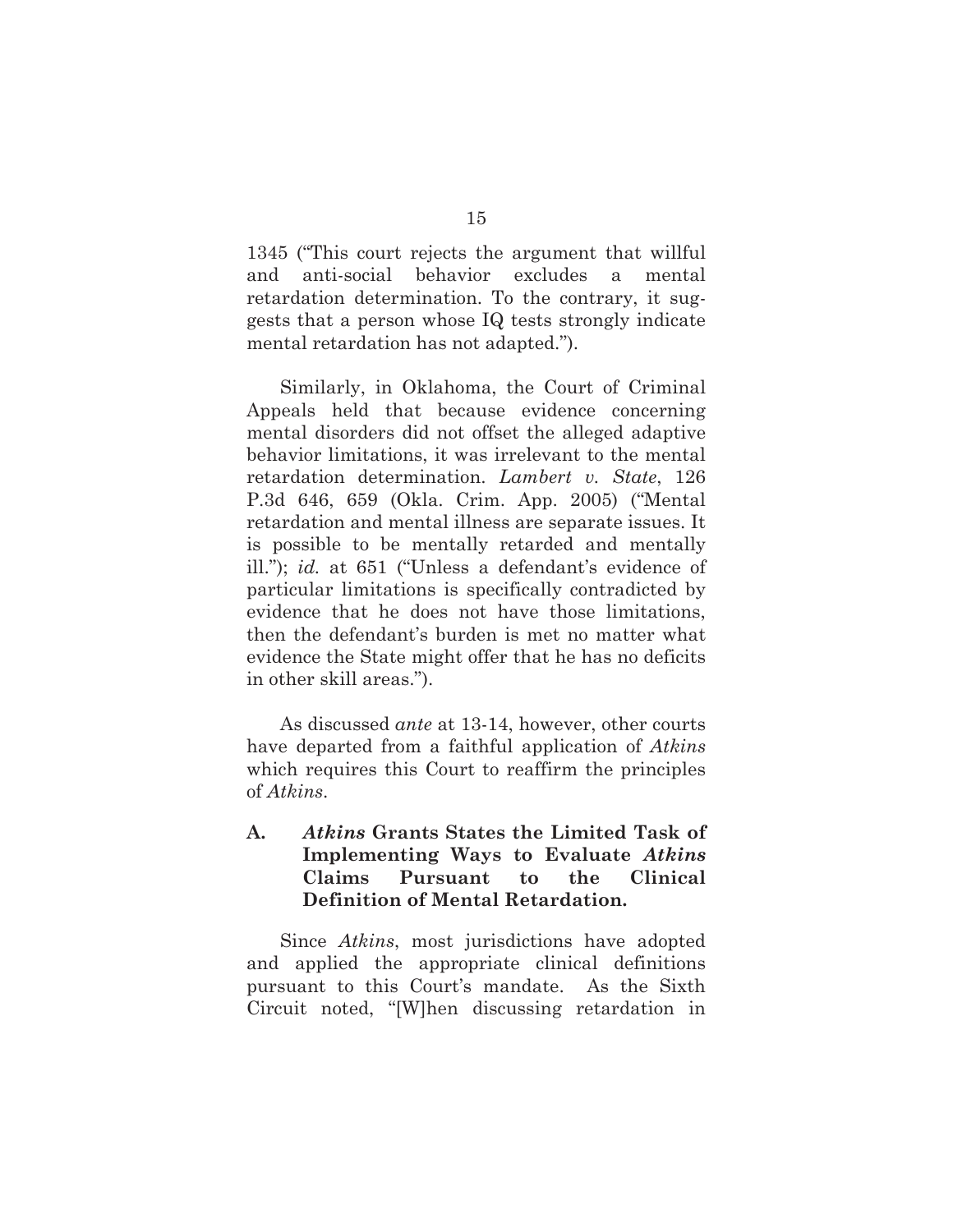1345 ("This court rejects the argument that willful and anti-social behavior excludes a mental retardation determination. To the contrary, it suggests that a person whose IQ tests strongly indicate mental retardation has not adapted.").

Similarly, in Oklahoma, the Court of Criminal Appeals held that because evidence concerning mental disorders did not offset the alleged adaptive behavior limitations, it was irrelevant to the mental retardation determination. *Lambert v. State*, 126 P.3d 646, 659 (Okla. Crim. App. 2005) ("Mental retardation and mental illness are separate issues. It is possible to be mentally retarded and mentally ill."); *id.* at 651 ("Unless a defendant's evidence of particular limitations is specifically contradicted by evidence that he does not have those limitations, then the defendant's burden is met no matter what evidence the State might offer that he has no deficits in other skill areas.").

As discussed *ante* at 13-14, however, other courts have departed from a faithful application of *Atkins* which requires this Court to reaffirm the principles of *Atkins*.

### A. *Atkins* Grants States the Limited Task of Implementing Ways to Evaluate *Atkins* Claims Pursuant to the Clinical Definition of Mental Retardation.

Since *Atkins*, most jurisdictions have adopted and applied the appropriate clinical definitions pursuant to this Court's mandate. As the Sixth Circuit noted, "[W]hen discussing retardation in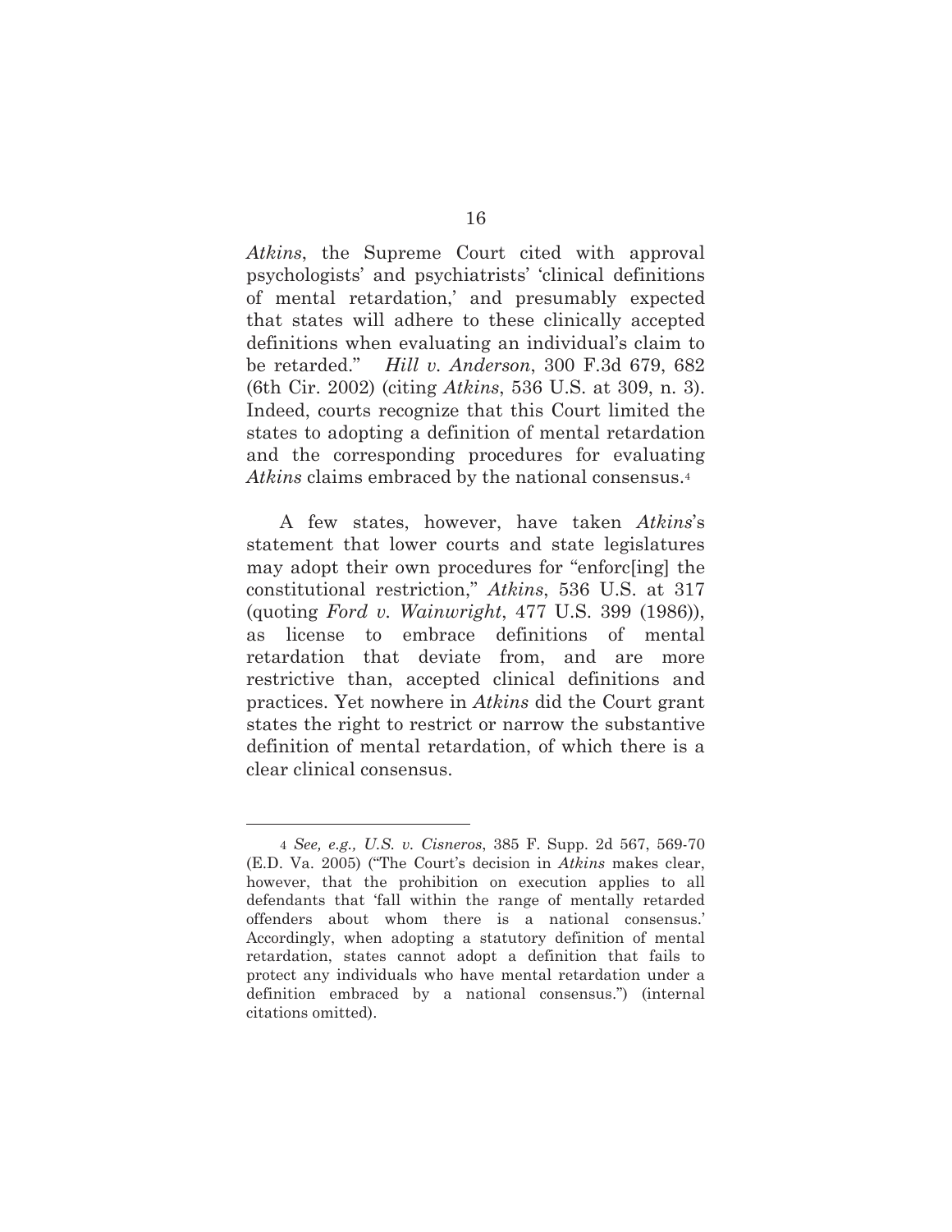*Atkins*, the Supreme Court cited with approval psychologists' and psychiatrists' 'clinical definitions of mental retardation,' and presumably expected that states will adhere to these clinically accepted definitions when evaluating an individual's claim to be retarded." *Hill v. Anderson*, 300 F.3d 679, 682 (6th Cir. 2002) (citing *Atkins*, 536 U.S. at 309, n. 3). Indeed, courts recognize that this Court limited the states to adopting a definition of mental retardation and the corresponding procedures for evaluating *Atkins* claims embraced by the national consensus.[4]

A few states, however, have taken *Atkins*'s statement that lower courts and state legislatures may adopt their own procedures for "enforc[ing] the constitutional restriction," *Atkins*, 536 U.S. at 317 (quoting *Ford v. Wainwright*, 477 U.S. 399 (1986)), as license to embrace definitions of mental retardation that deviate from, and are more restrictive than, accepted clinical definitions and practices. Yet nowhere in *Atkins* did the Court grant states the right to restrict or narrow the substantive definition of mental retardation, of which there is a clear clinical consensus.

---

[4] *See, e.g., U.S. v. Cisneros*, 385 F. Supp. 2d 567, 569-70 (E.D. Va. 2005) ("The Court's decision in *Atkins* makes clear, however, that the prohibition on execution applies to all defendants that 'fall within the range of mentally retarded offenders about whom there is a national consensus.' Accordingly, when adopting a statutory definition of mental retardation, states cannot adopt a definition that fails to protect any individuals who have mental retardation under a definition embraced by a national consensus.") (internal citations omitted).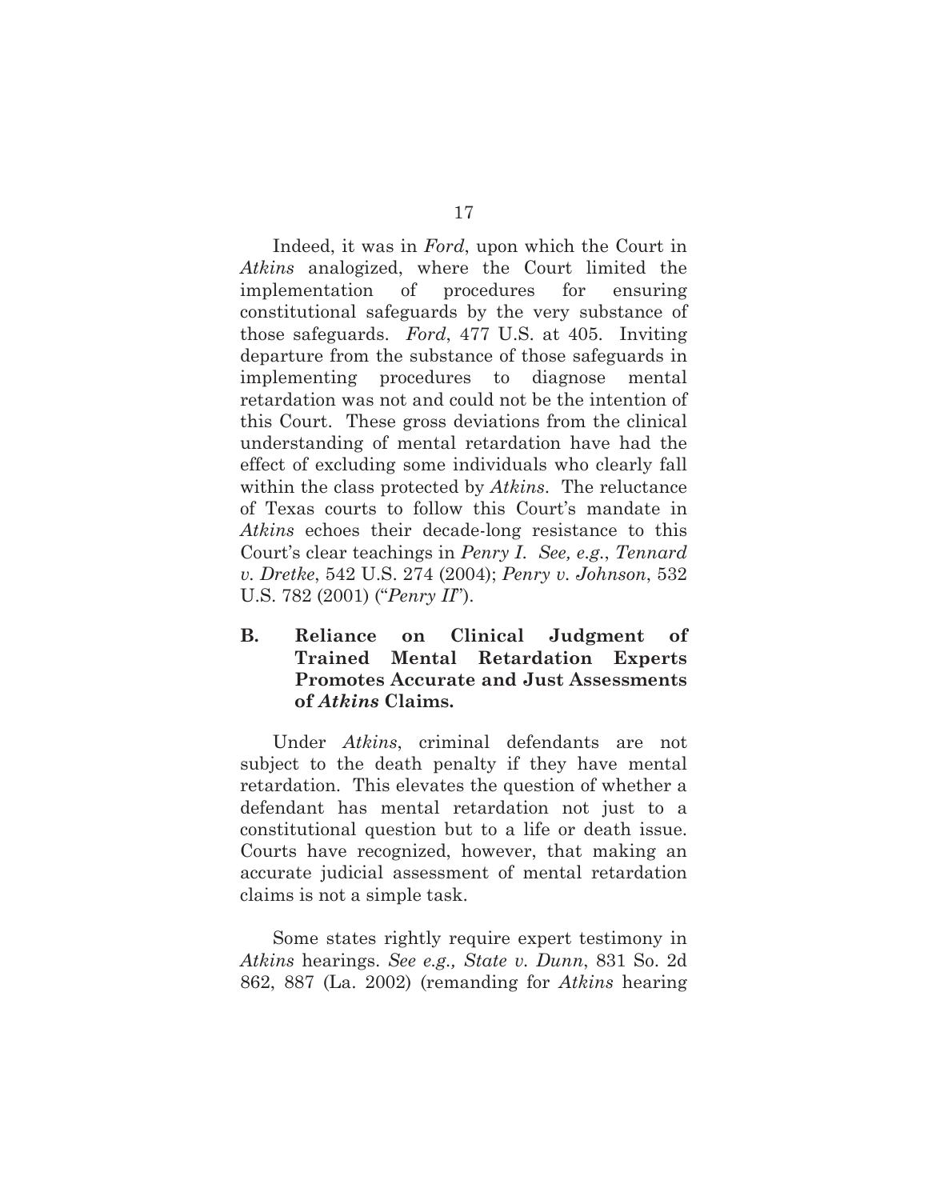Indeed, it was in *Ford*, upon which the Court in *Atkins* analogized, where the Court limited the implementation of procedures for ensuring constitutional safeguards by the very substance of those safeguards. *Ford*, 477 U.S. at 405. Inviting departure from the substance of those safeguards in implementing procedures to diagnose mental retardation was not and could not be the intention of this Court. These gross deviations from the clinical understanding of mental retardation have had the effect of excluding some individuals who clearly fall within the class protected by *Atkins*. The reluctance of Texas courts to follow this Court's mandate in *Atkins* echoes their decade-long resistance to this Court's clear teachings in *Penry I*. *See, e.g.*, *Tennard v. Dretke*, 542 U.S. 274 (2004); *Penry v. Johnson*, 532 U.S. 782 (2001) ("*Penry II*").

### B. Reliance on Clinical Judgment of Trained Mental Retardation Experts Promotes Accurate and Just Assessments of *Atkins* Claims.

Under *Atkins*, criminal defendants are not subject to the death penalty if they have mental retardation. This elevates the question of whether a defendant has mental retardation not just to a constitutional question but to a life or death issue. Courts have recognized, however, that making an accurate judicial assessment of mental retardation claims is not a simple task.

Some states rightly require expert testimony in *Atkins* hearings. *See e.g., State v. Dunn*, 831 So. 2d 862, 887 (La. 2002) (remanding for *Atkins* hearing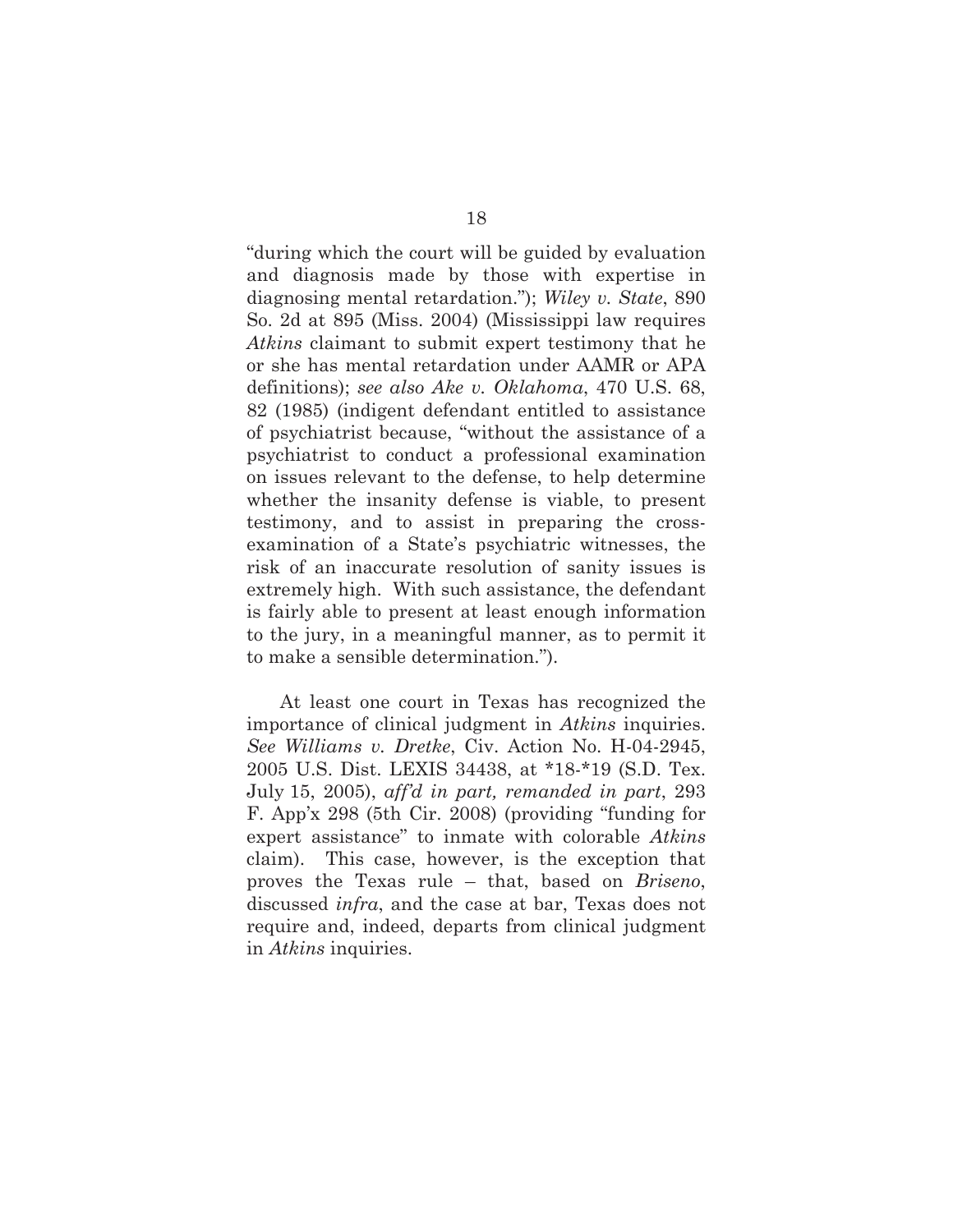"during which the court will be guided by evaluation and diagnosis made by those with expertise in diagnosing mental retardation."); *Wiley v. State*, 890 So. 2d at 895 (Miss. 2004) (Mississippi law requires *Atkins* claimant to submit expert testimony that he or she has mental retardation under AAMR or APA definitions); *see also Ake v. Oklahoma*, 470 U.S. 68, 82 (1985) (indigent defendant entitled to assistance of psychiatrist because, "without the assistance of a psychiatrist to conduct a professional examination on issues relevant to the defense, to help determine whether the insanity defense is viable, to present testimony, and to assist in preparing the cross-examination of a State's psychiatric witnesses, the risk of an inaccurate resolution of sanity issues is extremely high. With such assistance, the defendant is fairly able to present at least enough information to the jury, in a meaningful manner, as to permit it to make a sensible determination.").

At least one court in Texas has recognized the importance of clinical judgment in *Atkins* inquiries. *See Williams v. Dretke*, Civ. Action No. H-04-2945, 2005 U.S. Dist. LEXIS 34438, at *18-*19 (S.D. Tex. July 15, 2005), *aff'd in part, remanded in part*, 293 F. App'x 298 (5th Cir. 2008) (providing "funding for expert assistance" to inmate with colorable *Atkins* claim). This case, however, is the exception that proves the Texas rule – that, based on *Briseno*, discussed *infra*, and the case at bar, Texas does not require and, indeed, departs from clinical judgment in *Atkins* inquiries.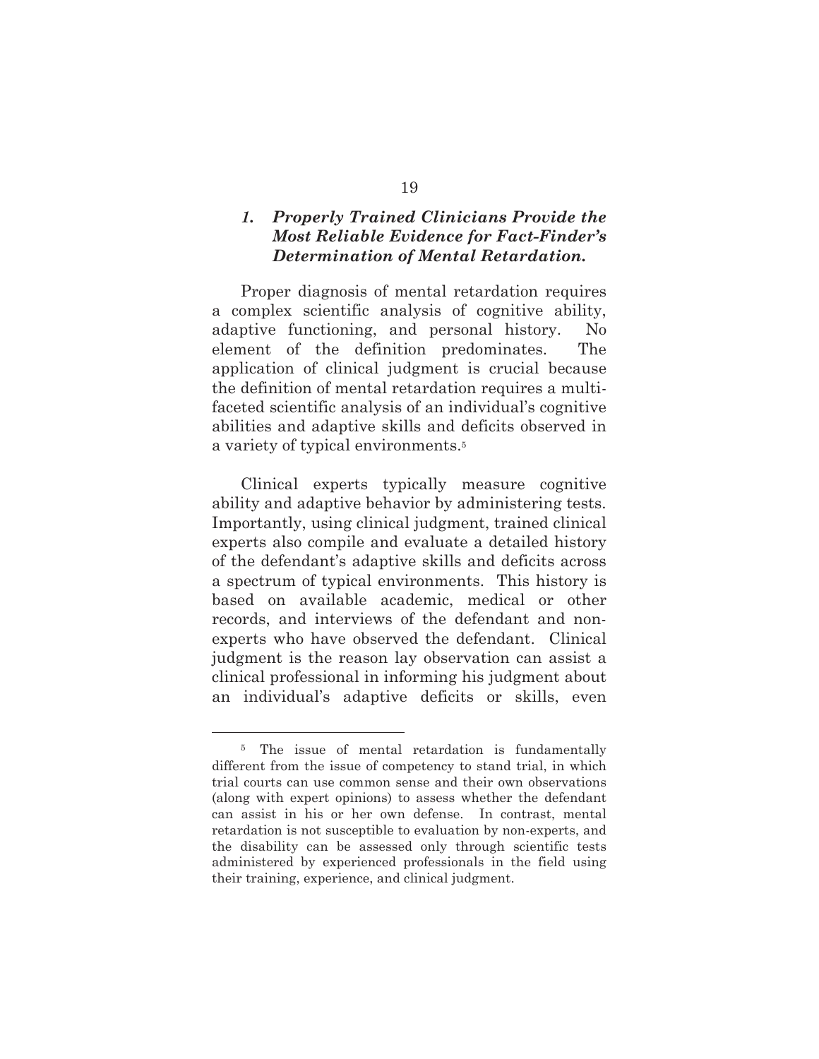### *1. Properly Trained Clinicians Provide the Most Reliable Evidence for Fact-Finder's Determination of Mental Retardation.*

Proper diagnosis of mental retardation requires a complex scientific analysis of cognitive ability, adaptive functioning, and personal history. No element of the definition predominates. The application of clinical judgment is crucial because the definition of mental retardation requires a multi-faceted scientific analysis of an individual's cognitive abilities and adaptive skills and deficits observed in a variety of typical environments.[5]

Clinical experts typically measure cognitive ability and adaptive behavior by administering tests. Importantly, using clinical judgment, trained clinical experts also compile and evaluate a detailed history of the defendant's adaptive skills and deficits across a spectrum of typical environments. This history is based on available academic, medical or other records, and interviews of the defendant and non-experts who have observed the defendant. Clinical judgment is the reason lay observation can assist a clinical professional in informing his judgment about an individual's adaptive deficits or skills, even

---

[5] The issue of mental retardation is fundamentally different from the issue of competency to stand trial, in which trial courts can use common sense and their own observations (along with expert opinions) to assess whether the defendant can assist in his or her own defense. In contrast, mental retardation is not susceptible to evaluation by non-experts, and the disability can be assessed only through scientific tests administered by experienced professionals in the field using their training, experience, and clinical judgment.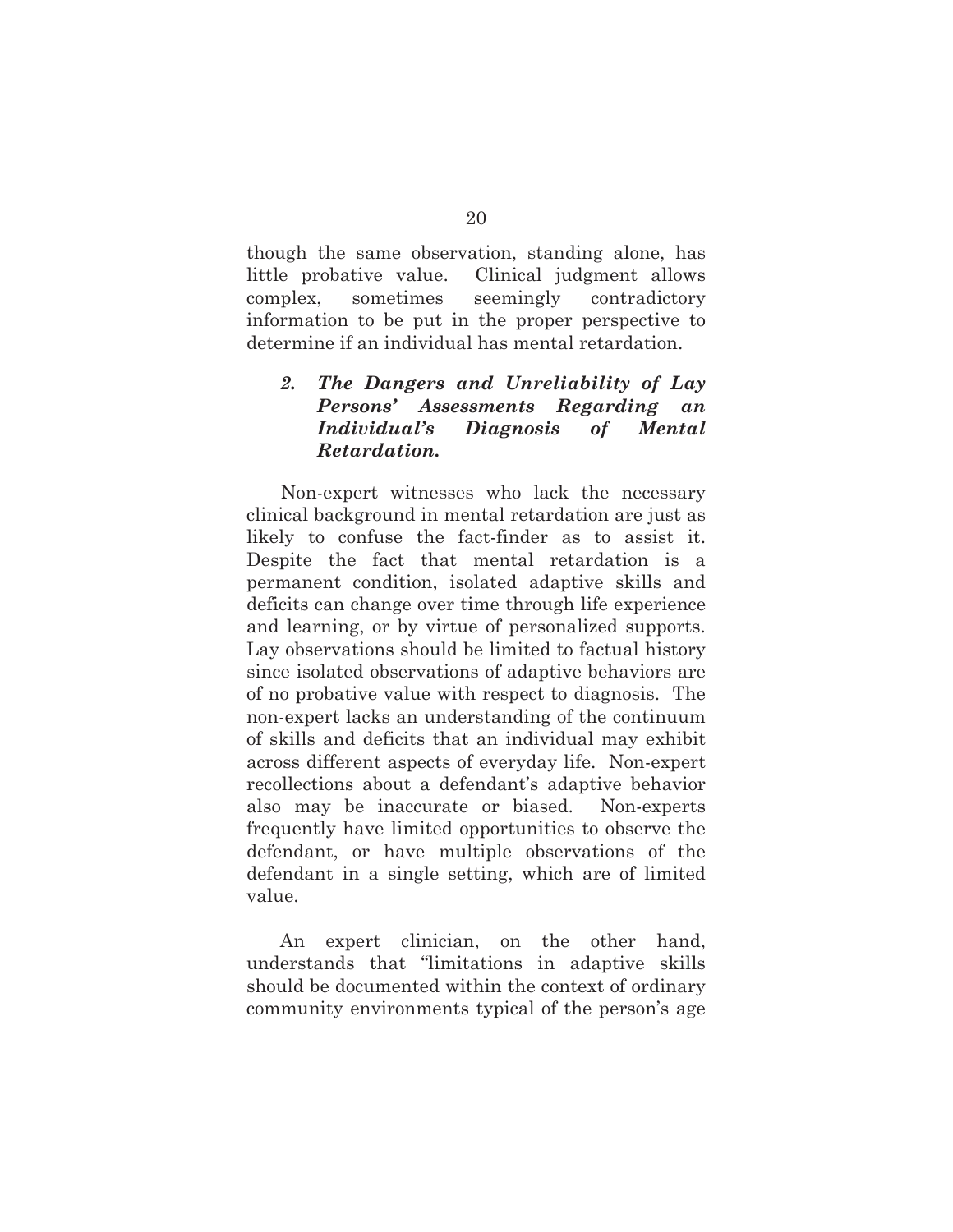though the same observation, standing alone, has little probative value. Clinical judgment allows complex, sometimes seemingly contradictory information to be put in the proper perspective to determine if an individual has mental retardation.

### *2. The Dangers and Unreliability of Lay Persons' Assessments Regarding an Individual's Diagnosis of Mental Retardation.*

Non-expert witnesses who lack the necessary clinical background in mental retardation are just as likely to confuse the fact-finder as to assist it. Despite the fact that mental retardation is a permanent condition, isolated adaptive skills and deficits can change over time through life experience and learning, or by virtue of personalized supports. Lay observations should be limited to factual history since isolated observations of adaptive behaviors are of no probative value with respect to diagnosis. The non-expert lacks an understanding of the continuum of skills and deficits that an individual may exhibit across different aspects of everyday life. Non-expert recollections about a defendant's adaptive behavior also may be inaccurate or biased. Non-experts frequently have limited opportunities to observe the defendant, or have multiple observations of the defendant in a single setting, which are of limited value.

An expert clinician, on the other hand, understands that "limitations in adaptive skills should be documented within the context of ordinary community environments typical of the person's age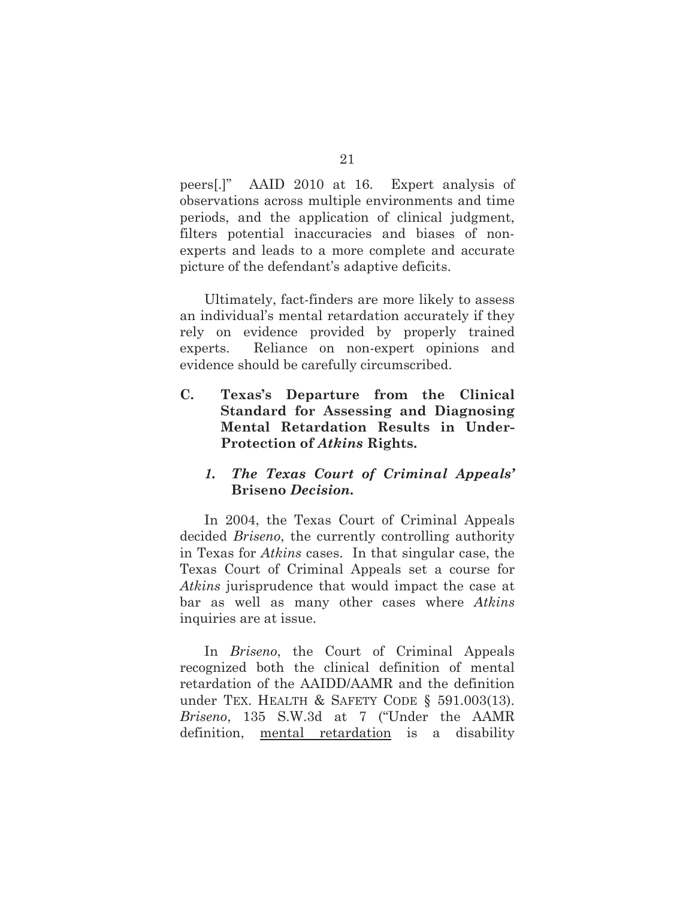peers[.]" AAID 2010 at 16. Expert analysis of observations across multiple environments and time periods, and the application of clinical judgment, filters potential inaccuracies and biases of non-experts and leads to a more complete and accurate picture of the defendant's adaptive deficits.

Ultimately, fact-finders are more likely to assess an individual's mental retardation accurately if they rely on evidence provided by properly trained experts. Reliance on non-expert opinions and evidence should be carefully circumscribed.

### C. Texas's Departure from the Clinical Standard for Assessing and Diagnosing Mental Retardation Results in Under-Protection of *Atkins* Rights.

#### *1. The Texas Court of Criminal Appeals'* **Briseno** *Decision.*

In 2004, the Texas Court of Criminal Appeals decided *Briseno*, the currently controlling authority in Texas for *Atkins* cases. In that singular case, the Texas Court of Criminal Appeals set a course for *Atkins* jurisprudence that would impact the case at bar as well as many other cases where *Atkins* inquiries are at issue.

In *Briseno*, the Court of Criminal Appeals recognized both the clinical definition of mental retardation of the AAIDD/AAMR and the definition under TEX. HEALTH & SAFETY CODE § 591.003(13). *Briseno*, 135 S.W.3d at 7 ("Under the AAMR definition, <u>mental retardation</u> is a disability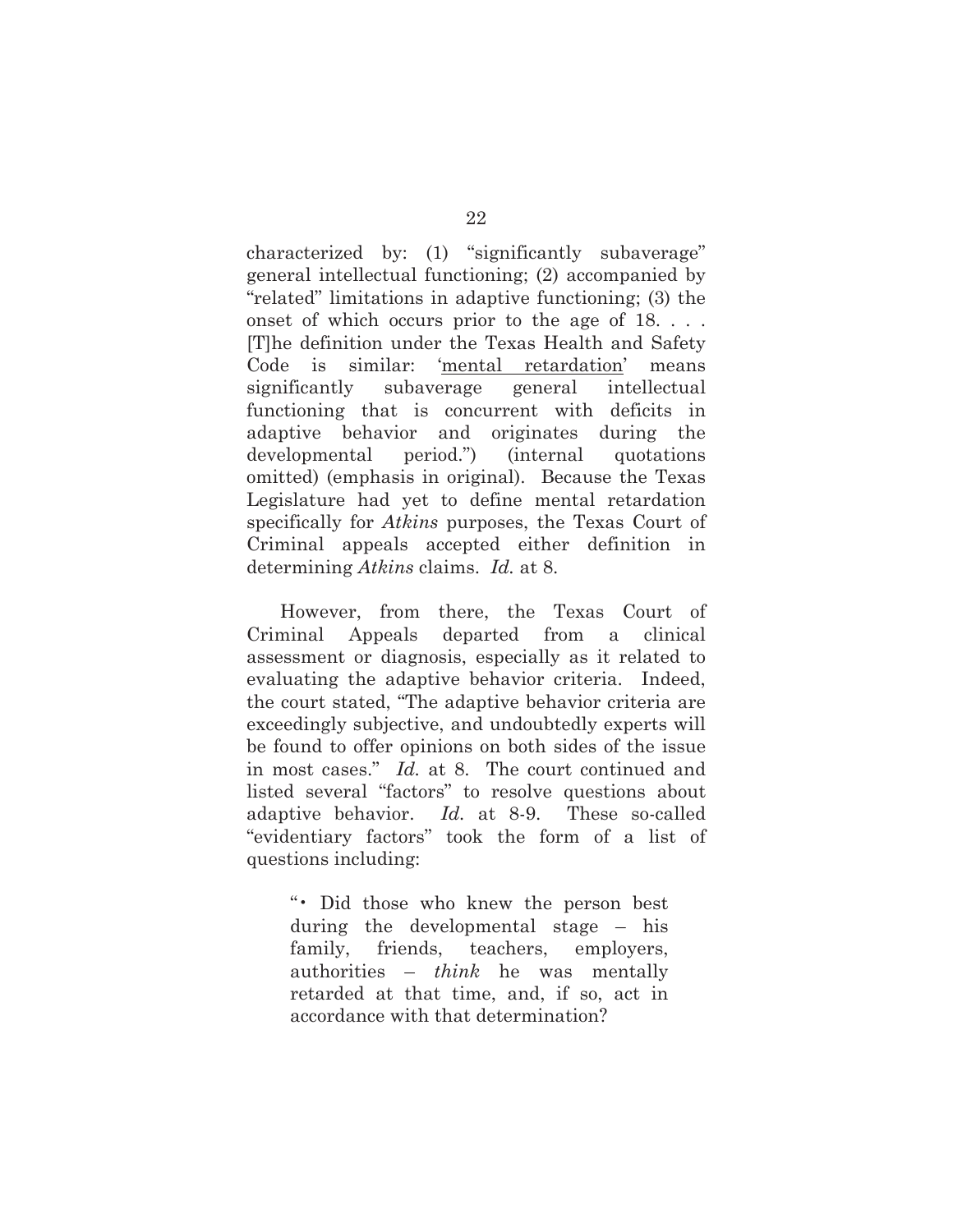characterized by: (1) "significantly subaverage" general intellectual functioning; (2) accompanied by "related" limitations in adaptive functioning; (3) the onset of which occurs prior to the age of 18. . . . [T]he definition under the Texas Health and Safety Code is similar: '<u>mental retardation</u>' means significantly subaverage general intellectual functioning that is concurrent with deficits in adaptive behavior and originates during the developmental period.") (internal quotations omitted) (emphasis in original). Because the Texas Legislature had yet to define mental retardation specifically for *Atkins* purposes, the Texas Court of Criminal appeals accepted either definition in determining *Atkins* claims. *Id.* at 8.

However, from there, the Texas Court of Criminal Appeals departed from a clinical assessment or diagnosis, especially as it related to evaluating the adaptive behavior criteria. Indeed, the court stated, "The adaptive behavior criteria are exceedingly subjective, and undoubtedly experts will be found to offer opinions on both sides of the issue in most cases." *Id.* at 8. The court continued and listed several "factors" to resolve questions about adaptive behavior. *Id.* at 8-9. These so-called "evidentiary factors" took the form of a list of questions including:

> "• Did those who knew the person best during the developmental stage – his family, friends, teachers, employers, authorities – *think* he was mentally retarded at that time, and, if so, act in accordance with that determination?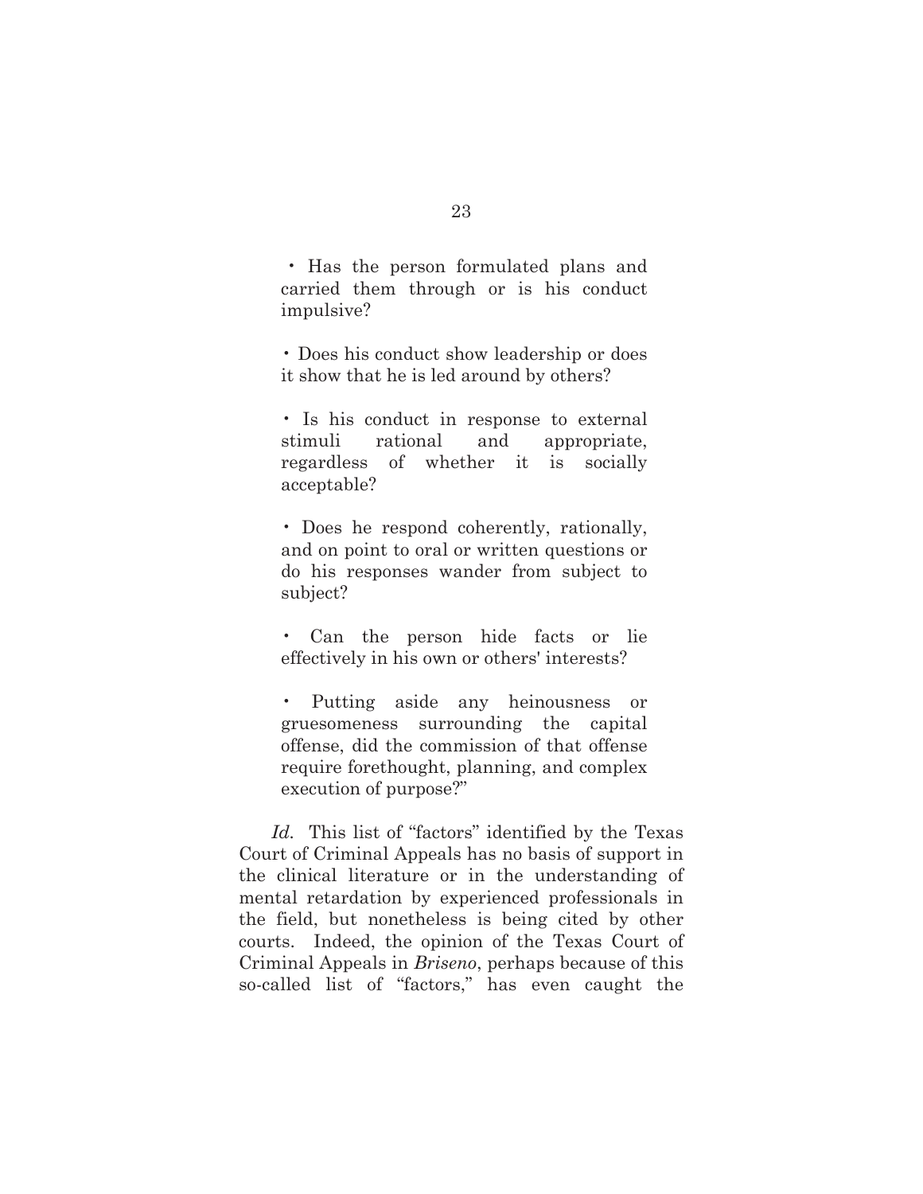- Has the person formulated plans and carried them through or is his conduct impulsive?

- Does his conduct show leadership or does it show that he is led around by others?

- Is his conduct in response to external stimuli rational and appropriate, regardless of whether it is socially acceptable?

- Does he respond coherently, rationally, and on point to oral or written questions or do his responses wander from subject to subject?

- Can the person hide facts or lie effectively in his own or others' interests?

- Putting aside any heinousness or gruesomeness surrounding the capital offense, did the commission of that offense require forethought, planning, and complex execution of purpose?"

*Id.* This list of "factors" identified by the Texas Court of Criminal Appeals has no basis of support in the clinical literature or in the understanding of mental retardation by experienced professionals in the field, but nonetheless is being cited by other courts. Indeed, the opinion of the Texas Court of Criminal Appeals in *Briseno*, perhaps because of this so-called list of "factors," has even caught the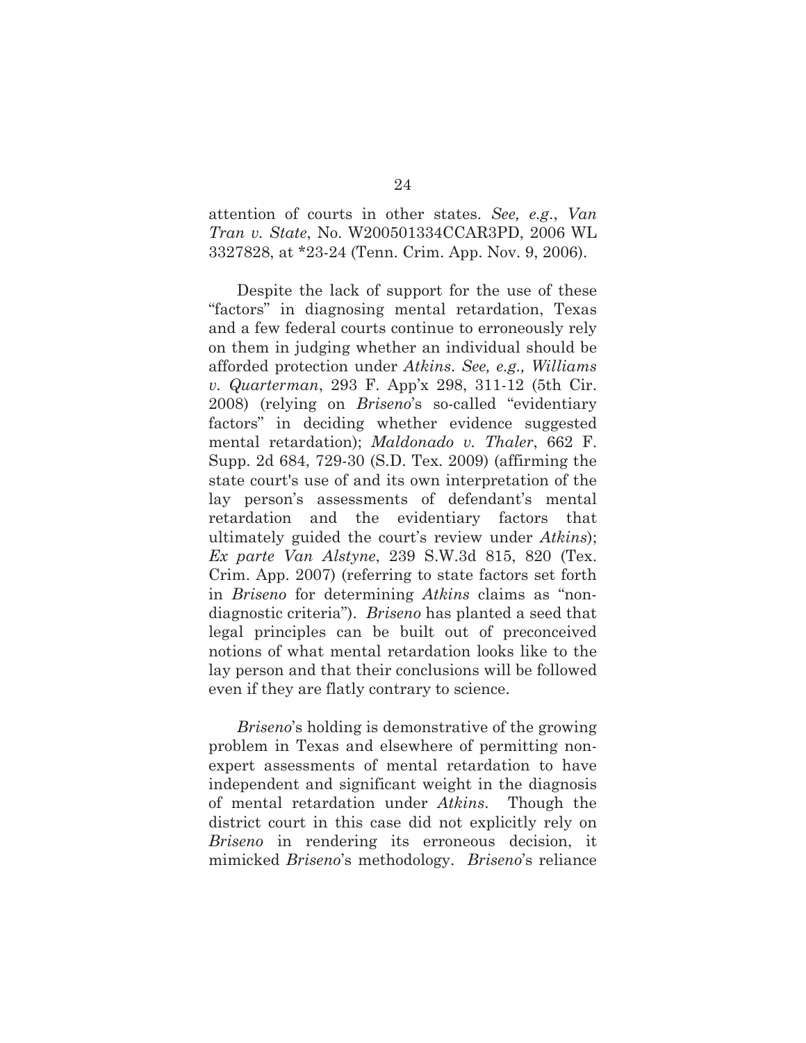attention of courts in other states. *See, e.g.*, *Van Tran v. State*, No. W200501334CCAR3PD, 2006 WL 3327828, at *23-24 (Tenn. Crim. App. Nov. 9, 2006).

Despite the lack of support for the use of these "factors" in diagnosing mental retardation, Texas and a few federal courts continue to erroneously rely on them in judging whether an individual should be afforded protection under *Atkins*. *See, e.g., Williams v. Quarterman*, 293 F. App'x 298, 311-12 (5th Cir. 2008) (relying on *Briseno*'s so-called "evidentiary factors" in deciding whether evidence suggested mental retardation); *Maldonado v. Thaler*, 662 F. Supp. 2d 684, 729-30 (S.D. Tex. 2009) (affirming the state court's use of and its own interpretation of the lay person's assessments of defendant's mental retardation and the evidentiary factors that ultimately guided the court's review under *Atkins*); *Ex parte Van Alstyne*, 239 S.W.3d 815, 820 (Tex. Crim. App. 2007) (referring to state factors set forth in *Briseno* for determining *Atkins* claims as "non-diagnostic criteria"). *Briseno* has planted a seed that legal principles can be built out of preconceived notions of what mental retardation looks like to the lay person and that their conclusions will be followed even if they are flatly contrary to science.

*Briseno*'s holding is demonstrative of the growing problem in Texas and elsewhere of permitting non-expert assessments of mental retardation to have independent and significant weight in the diagnosis of mental retardation under *Atkins*. Though the district court in this case did not explicitly rely on *Briseno* in rendering its erroneous decision, it mimicked *Briseno*'s methodology. *Briseno*'s reliance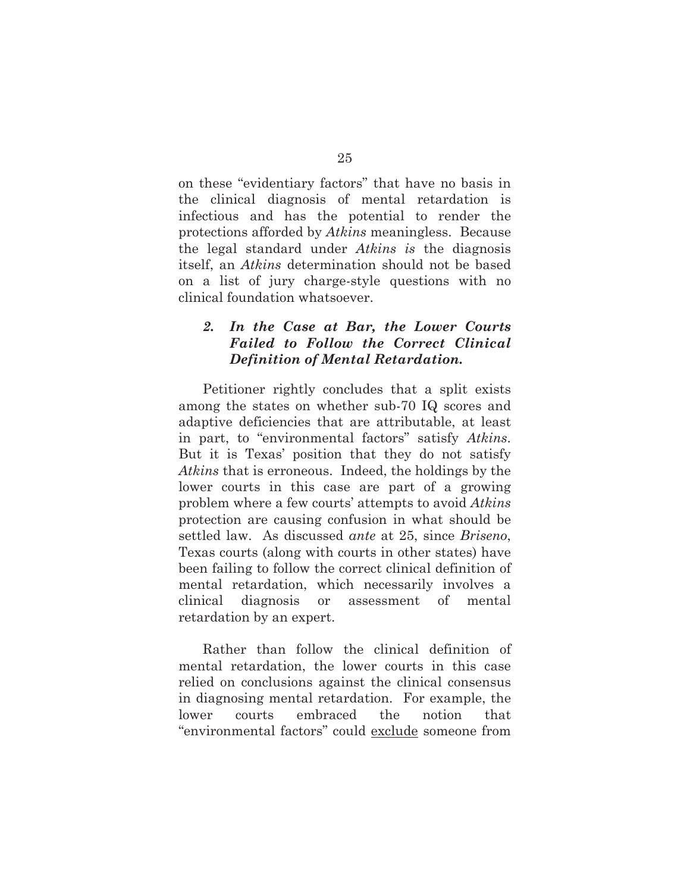on these "evidentiary factors" that have no basis in the clinical diagnosis of mental retardation is infectious and has the potential to render the protections afforded by *Atkins* meaningless. Because the legal standard under *Atkins is* the diagnosis itself, an *Atkins* determination should not be based on a list of jury charge-style questions with no clinical foundation whatsoever.

### *2. In the Case at Bar, the Lower Courts Failed to Follow the Correct Clinical Definition of Mental Retardation.*

Petitioner rightly concludes that a split exists among the states on whether sub-70 IQ scores and adaptive deficiencies that are attributable, at least in part, to "environmental factors" satisfy *Atkins*. But it is Texas' position that they do not satisfy *Atkins* that is erroneous. Indeed, the holdings by the lower courts in this case are part of a growing problem where a few courts' attempts to avoid *Atkins* protection are causing confusion in what should be settled law. As discussed *ante* at 25, since *Briseno*, Texas courts (along with courts in other states) have been failing to follow the correct clinical definition of mental retardation, which necessarily involves a clinical diagnosis or assessment of mental retardation by an expert.

Rather than follow the clinical definition of mental retardation, the lower courts in this case relied on conclusions against the clinical consensus in diagnosing mental retardation. For example, the lower courts embraced the notion that "environmental factors" could <u>exclude</u> someone from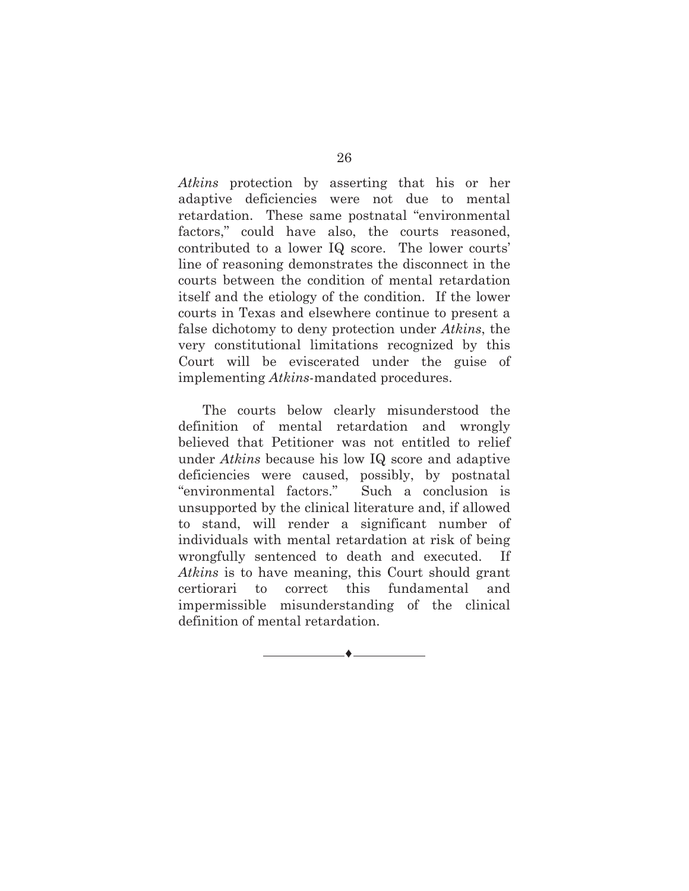*Atkins* protection by asserting that his or her adaptive deficiencies were not due to mental retardation. These same postnatal "environmental factors," could have also, the courts reasoned, contributed to a lower IQ score. The lower courts' line of reasoning demonstrates the disconnect in the courts between the condition of mental retardation itself and the etiology of the condition. If the lower courts in Texas and elsewhere continue to present a false dichotomy to deny protection under *Atkins*, the very constitutional limitations recognized by this Court will be eviscerated under the guise of implementing *Atkins*-mandated procedures.

The courts below clearly misunderstood the definition of mental retardation and wrongly believed that Petitioner was not entitled to relief under *Atkins* because his low IQ score and adaptive deficiencies were caused, possibly, by postnatal "environmental factors." Such a conclusion is unsupported by the clinical literature and, if allowed to stand, will render a significant number of individuals with mental retardation at risk of being wrongfully sentenced to death and executed. If *Atkins* is to have meaning, this Court should grant certiorari to correct this fundamental and impermissible misunderstanding of the clinical definition of mental retardation.

---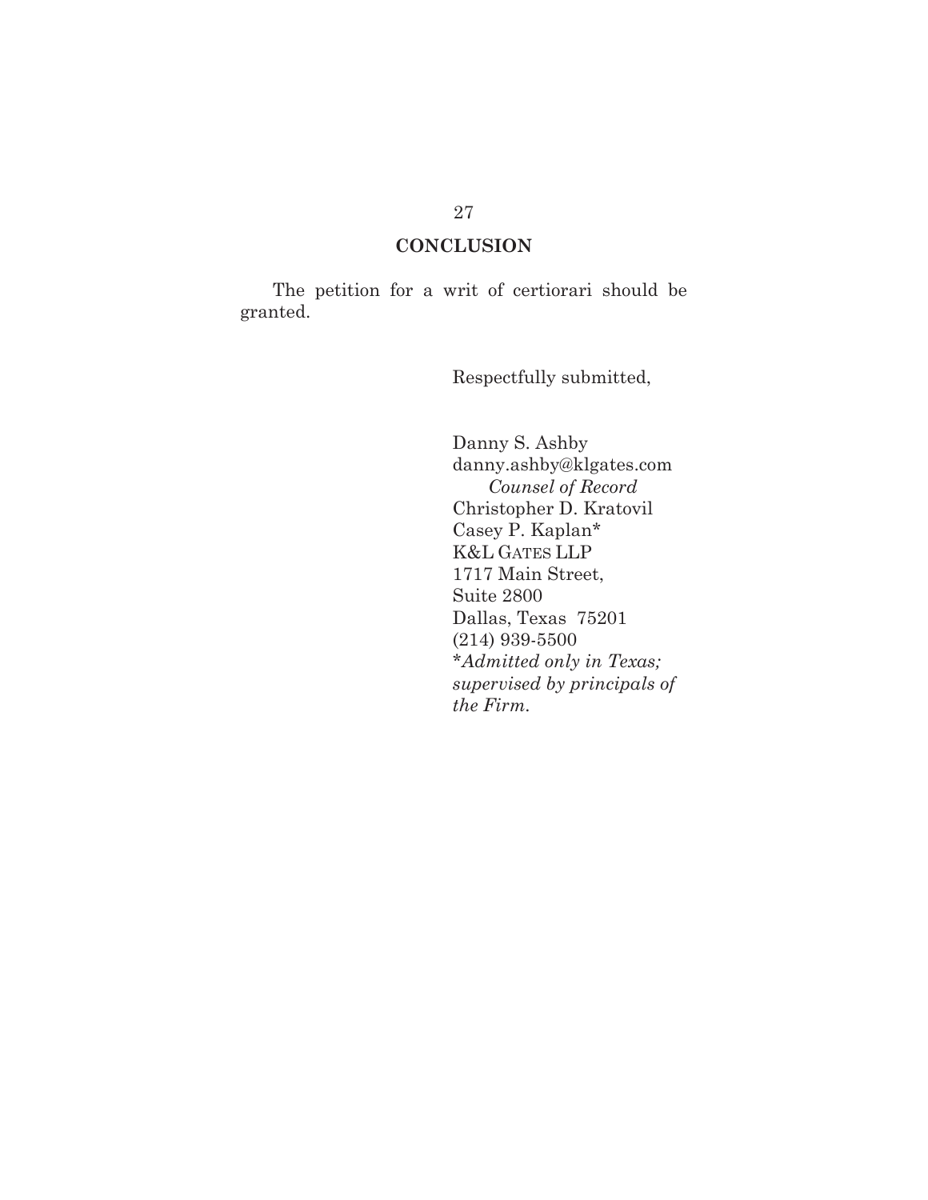## CONCLUSION

The petition for a writ of certiorari should be granted.

Respectfully submitted,

Danny S. Ashby
danny.ashby@klgates.com
*Counsel of Record*
Christopher D. Kratovil
Casey P. Kaplan*
K&L GATES LLP
1717 Main Street,
Suite 2800
Dallas, Texas 75201
(214) 939-5500
**Admitted only in Texas; supervised by principals of the Firm.*